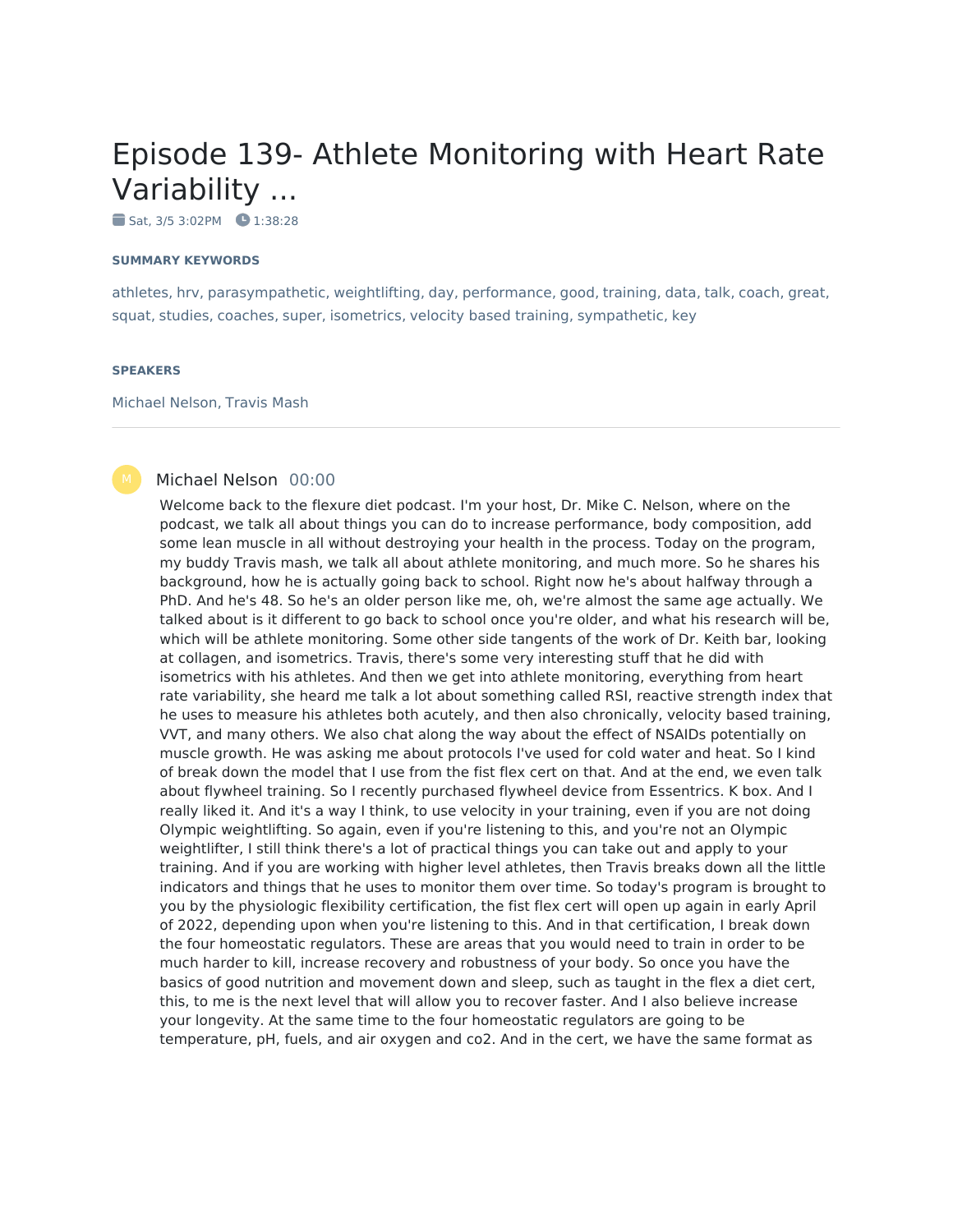# Episode 139- Athlete Monitoring with Heart Rate Variability ...

Sat, 3/5 3:02PM   1:38:28

**SUMMARY KEYWORDS**

athletes, hrv, parasympathetic, weightlifting, day, performance, good, training, data, talk, coach, great, squat, studies, coaches, super, isometrics, velocity based training, sympathetic, key

**SPEAKERS**

Michael Nelson, Travis Mash

---

**Michael Nelson** 00:00

Welcome back to the flexure diet podcast. I'm your host, Dr. Mike C. Nelson, where on the podcast, we talk all about things you can do to increase performance, body composition, add some lean muscle in all without destroying your health in the process. Today on the program, my buddy Travis mash, we talk all about athlete monitoring, and much more. So he shares his background, how he is actually going back to school. Right now he's about halfway through a PhD. And he's 48. So he's an older person like me, oh, we're almost the same age actually. We talked about is it different to go back to school once you're older, and what his research will be, which will be athlete monitoring. Some other side tangents of the work of Dr. Keith bar, looking at collagen, and isometrics. Travis, there's some very interesting stuff that he did with isometrics with his athletes. And then we get into athlete monitoring, everything from heart rate variability, she heard me talk a lot about something called RSI, reactive strength index that he uses to measure his athletes both acutely, and then also chronically, velocity based training, VVT, and many others. We also chat along the way about the effect of NSAIDs potentially on muscle growth. He was asking me about protocols I've used for cold water and heat. So I kind of break down the model that I use from the fist flex cert on that. And at the end, we even talk about flywheel training. So I recently purchased flywheel device from Essentrics. K box. And I really liked it. And it's a way I think, to use velocity in your training, even if you are not doing Olympic weightlifting. So again, even if you're listening to this, and you're not an Olympic weightlifter, I still think there's a lot of practical things you can take out and apply to your training. And if you are working with higher level athletes, then Travis breaks down all the little indicators and things that he uses to monitor them over time. So today's program is brought to you by the physiologic flexibility certification, the fist flex cert will open up again in early April of 2022, depending upon when you're listening to this. And in that certification, I break down the four homeostatic regulators. These are areas that you would need to train in order to be much harder to kill, increase recovery and robustness of your body. So once you have the basics of good nutrition and movement down and sleep, such as taught in the flex a diet cert, this, to me is the next level that will allow you to recover faster. And I also believe increase your longevity. At the same time to the four homeostatic regulators are going to be temperature, pH, fuels, and air oxygen and co2. And in the cert, we have the same format as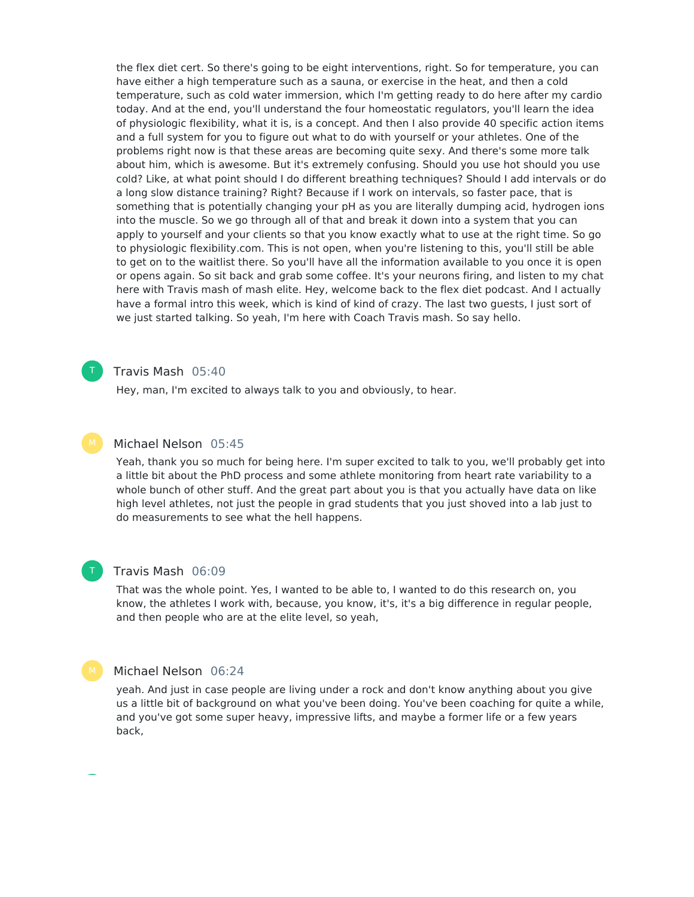the flex diet cert. So there's going to be eight interventions, right. So for temperature, you can have either a high temperature such as a sauna, or exercise in the heat, and then a cold temperature, such as cold water immersion, which I'm getting ready to do here after my cardio today. And at the end, you'll understand the four homeostatic regulators, you'll learn the idea of physiologic flexibility, what it is, is a concept. And then I also provide 40 specific action items and a full system for you to figure out what to do with yourself or your athletes. One of the problems right now is that these areas are becoming quite sexy. And there's some more talk about him, which is awesome. But it's extremely confusing. Should you use hot should you use cold? Like, at what point should I do different breathing techniques? Should I add intervals or do a long slow distance training? Right? Because if I work on intervals, so faster pace, that is something that is potentially changing your pH as you are literally dumping acid, hydrogen ions into the muscle. So we go through all of that and break it down into a system that you can apply to yourself and your clients so that you know exactly what to use at the right time. So go to physiologic flexibility.com. This is not open, when you're listening to this, you'll still be able to get on to the waitlist there. So you'll have all the information available to you once it is open or opens again. So sit back and grab some coffee. It's your neurons firing, and listen to my chat here with Travis mash of mash elite. Hey, welcome back to the flex diet podcast. And I actually have a formal intro this week, which is kind of kind of crazy. The last two guests, I just sort of we just started talking. So yeah, I'm here with Coach Travis mash. So say hello.

**Travis Mash** 05:40

Hey, man, I'm excited to always talk to you and obviously, to hear.

**Michael Nelson** 05:45

Yeah, thank you so much for being here. I'm super excited to talk to you, we'll probably get into a little bit about the PhD process and some athlete monitoring from heart rate variability to a whole bunch of other stuff. And the great part about you is that you actually have data on like high level athletes, not just the people in grad students that you just shoved into a lab just to do measurements to see what the hell happens.

**Travis Mash** 06:09

That was the whole point. Yes, I wanted to be able to, I wanted to do this research on, you know, the athletes I work with, because, you know, it's, it's a big difference in regular people, and then people who are at the elite level, so yeah,

**Michael Nelson** 06:24

yeah. And just in case people are living under a rock and don't know anything about you give us a little bit of background on what you've been doing. You've been coaching for quite a while, and you've got some super heavy, impressive lifts, and maybe a former life or a few years back,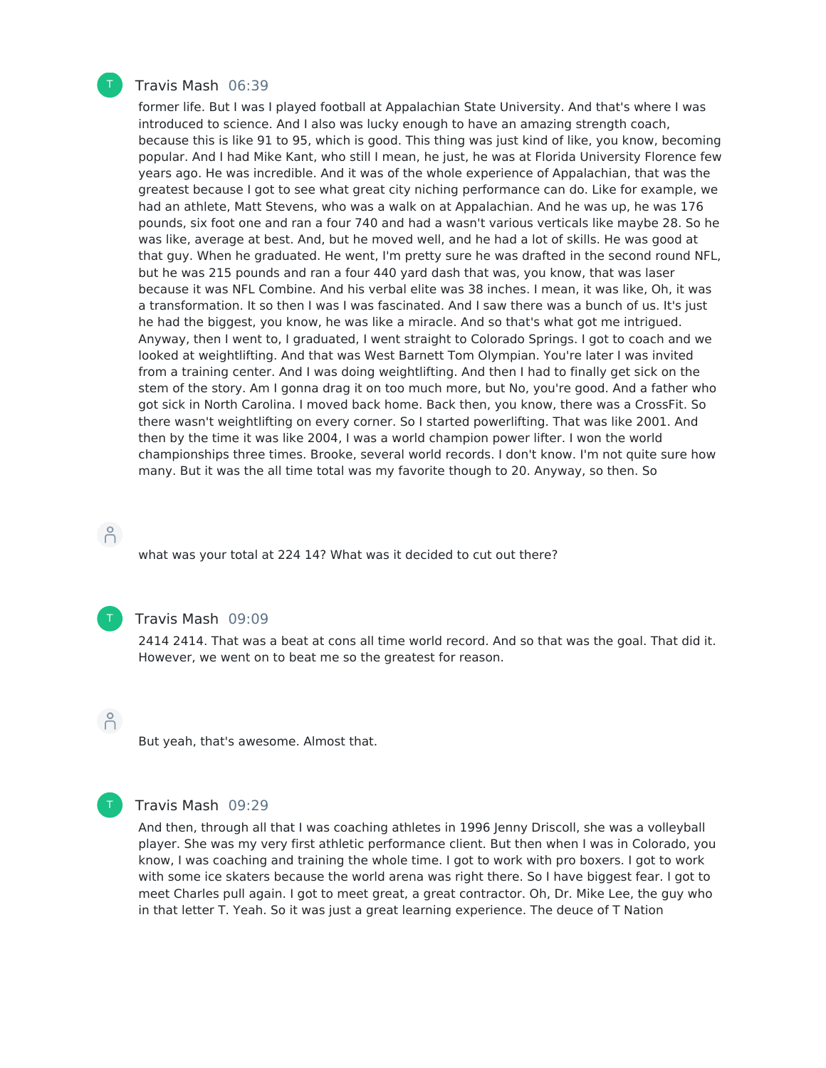**Travis Mash** 06:39

former life. But I was I played football at Appalachian State University. And that's where I was introduced to science. And I also was lucky enough to have an amazing strength coach, because this is like 91 to 95, which is good. This thing was just kind of like, you know, becoming popular. And I had Mike Kant, who still I mean, he just, he was at Florida University Florence few years ago. He was incredible. And it was of the whole experience of Appalachian, that was the greatest because I got to see what great city niching performance can do. Like for example, we had an athlete, Matt Stevens, who was a walk on at Appalachian. And he was up, he was 176 pounds, six foot one and ran a four 740 and had a wasn't various verticals like maybe 28. So he was like, average at best. And, but he moved well, and he had a lot of skills. He was good at that guy. When he graduated. He went, I'm pretty sure he was drafted in the second round NFL, but he was 215 pounds and ran a four 440 yard dash that was, you know, that was laser because it was NFL Combine. And his verbal elite was 38 inches. I mean, it was like, Oh, it was a transformation. It so then I was I was fascinated. And I saw there was a bunch of us. It's just he had the biggest, you know, he was like a miracle. And so that's what got me intrigued. Anyway, then I went to, I graduated, I went straight to Colorado Springs. I got to coach and we looked at weightlifting. And that was West Barnett Tom Olympian. You're later I was invited from a training center. And I was doing weightlifting. And then I had to finally get sick on the stem of the story. Am I gonna drag it on too much more, but No, you're good. And a father who got sick in North Carolina. I moved back home. Back then, you know, there was a CrossFit. So there wasn't weightlifting on every corner. So I started powerlifting. That was like 2001. And then by the time it was like 2004, I was a world champion power lifter. I won the world championships three times. Brooke, several world records. I don't know. I'm not quite sure how many. But it was the all time total was my favorite though to 20. Anyway, so then. So

what was your total at 224 14? What was it decided to cut out there?

**Travis Mash** 09:09

2414 2414. That was a beat at cons all time world record. And so that was the goal. That did it. However, we went on to beat me so the greatest for reason.

But yeah, that's awesome. Almost that.

**Travis Mash** 09:29

And then, through all that I was coaching athletes in 1996 Jenny Driscoll, she was a volleyball player. She was my very first athletic performance client. But then when I was in Colorado, you know, I was coaching and training the whole time. I got to work with pro boxers. I got to work with some ice skaters because the world arena was right there. So I have biggest fear. I got to meet Charles pull again. I got to meet great, a great contractor. Oh, Dr. Mike Lee, the guy who in that letter T. Yeah. So it was just a great learning experience. The deuce of T Nation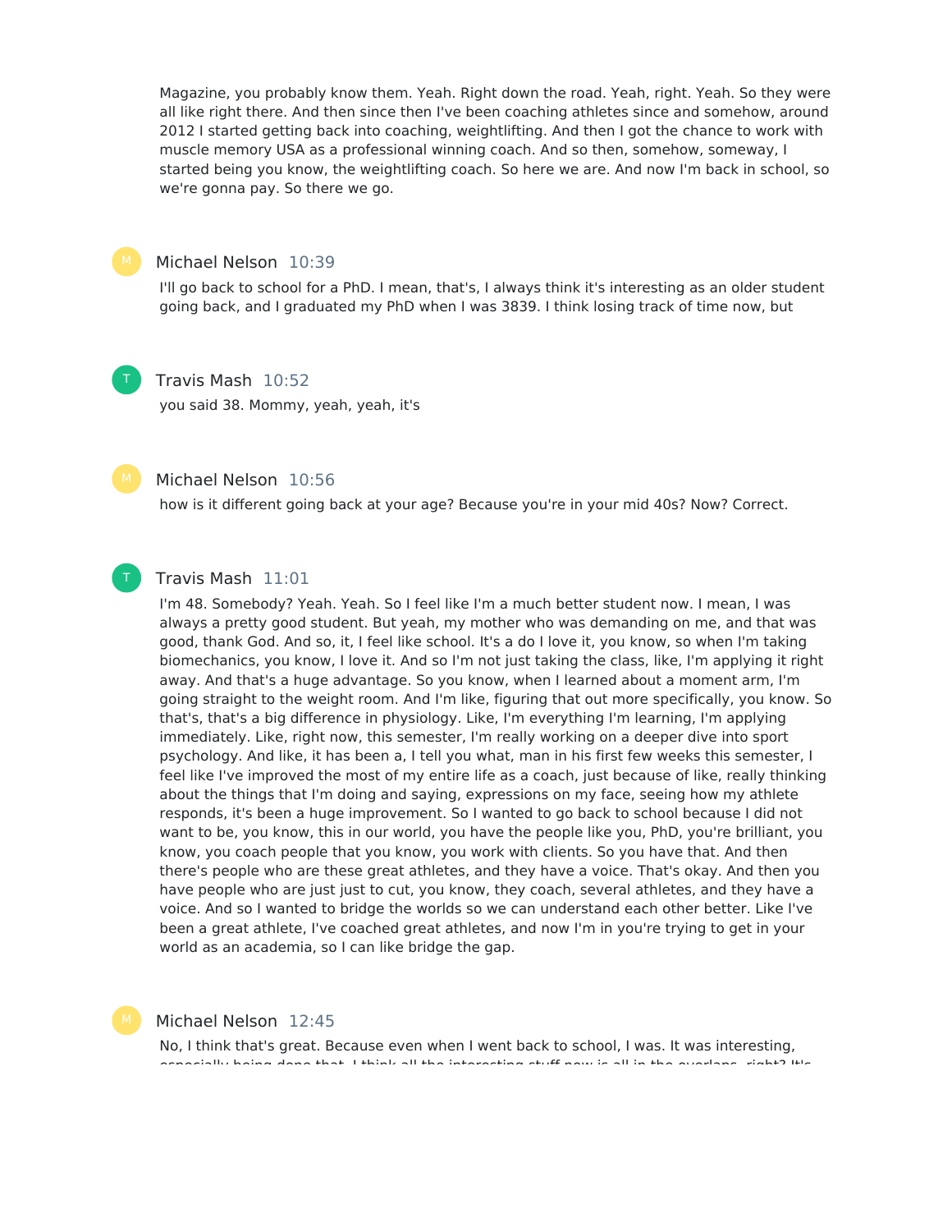Magazine, you probably know them. Yeah. Right down the road. Yeah, right. Yeah. So they were all like right there. And then since then I've been coaching athletes since and somehow, around 2012 I started getting back into coaching, weightlifting. And then I got the chance to work with muscle memory USA as a professional winning coach. And so then, somehow, someway, I started being you know, the weightlifting coach. So here we are. And now I'm back in school, so we're gonna pay. So there we go.

**Michael Nelson** 10:39

I'll go back to school for a PhD. I mean, that's, I always think it's interesting as an older student going back, and I graduated my PhD when I was 3839. I think losing track of time now, but

**Travis Mash** 10:52

you said 38. Mommy, yeah, yeah, it's

**Michael Nelson** 10:56

how is it different going back at your age? Because you're in your mid 40s? Now? Correct.

**Travis Mash** 11:01

I'm 48. Somebody? Yeah. Yeah. So I feel like I'm a much better student now. I mean, I was always a pretty good student. But yeah, my mother who was demanding on me, and that was good, thank God. And so, it, I feel like school. It's a do I love it, you know, so when I'm taking biomechanics, you know, I love it. And so I'm not just taking the class, like, I'm applying it right away. And that's a huge advantage. So you know, when I learned about a moment arm, I'm going straight to the weight room. And I'm like, figuring that out more specifically, you know. So that's, that's a big difference in physiology. Like, I'm everything I'm learning, I'm applying immediately. Like, right now, this semester, I'm really working on a deeper dive into sport psychology. And like, it has been a, I tell you what, man in his first few weeks this semester, I feel like I've improved the most of my entire life as a coach, just because of like, really thinking about the things that I'm doing and saying, expressions on my face, seeing how my athlete responds, it's been a huge improvement. So I wanted to go back to school because I did not want to be, you know, this in our world, you have the people like you, PhD, you're brilliant, you know, you coach people that you know, you work with clients. So you have that. And then there's people who are these great athletes, and they have a voice. That's okay. And then you have people who are just just to cut, you know, they coach, several athletes, and they have a voice. And so I wanted to bridge the worlds so we can understand each other better. Like I've been a great athlete, I've coached great athletes, and now I'm in you're trying to get in your world as an academia, so I can like bridge the gap.

**Michael Nelson** 12:45

No, I think that's great. Because even when I went back to school, I was. It was interesting,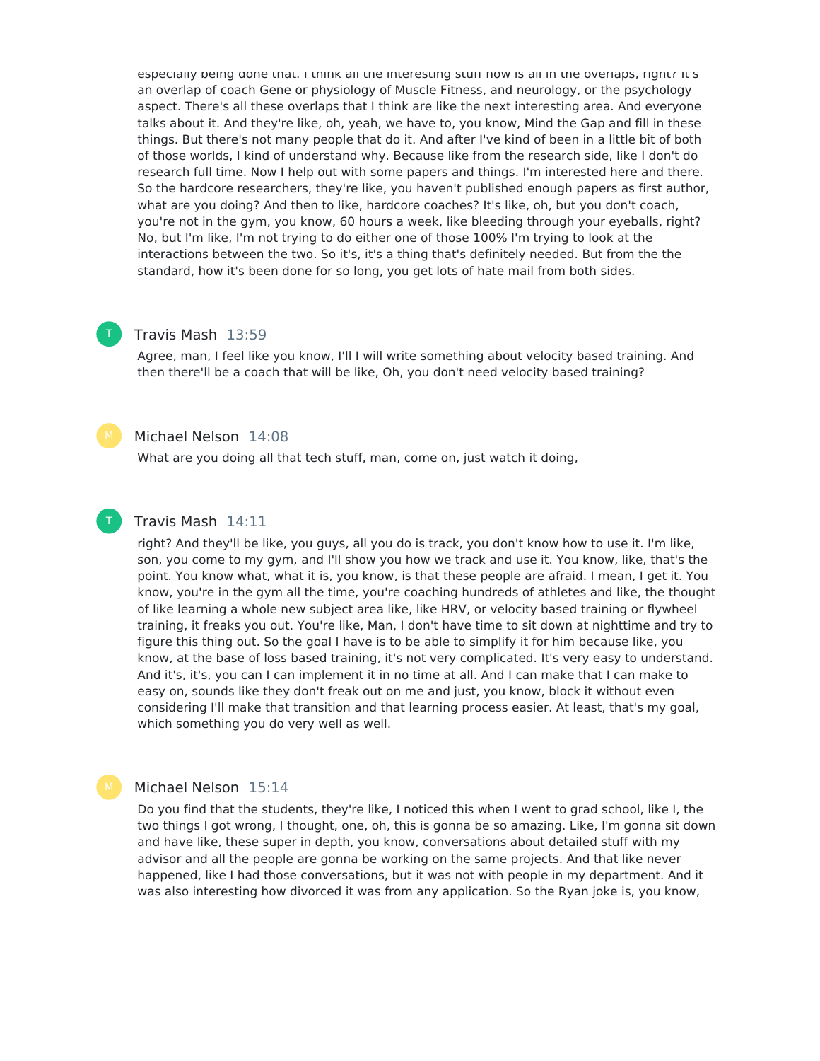especially being done that. I think all the interesting stuff now is all in the overlaps, right? It's an overlap of coach Gene or physiology of Muscle Fitness, and neurology, or the psychology aspect. There's all these overlaps that I think are like the next interesting area. And everyone talks about it. And they're like, oh, yeah, we have to, you know, Mind the Gap and fill in these things. But there's not many people that do it. And after I've kind of been in a little bit of both of those worlds, I kind of understand why. Because like from the research side, like I don't do research full time. Now I help out with some papers and things. I'm interested here and there. So the hardcore researchers, they're like, you haven't published enough papers as first author, what are you doing? And then to like, hardcore coaches? It's like, oh, but you don't coach, you're not in the gym, you know, 60 hours a week, like bleeding through your eyeballs, right? No, but I'm like, I'm not trying to do either one of those 100% I'm trying to look at the interactions between the two. So it's, it's a thing that's definitely needed. But from the the standard, how it's been done for so long, you get lots of hate mail from both sides.

**Travis Mash** 13:59

Agree, man, I feel like you know, I'll I will write something about velocity based training. And then there'll be a coach that will be like, Oh, you don't need velocity based training?

**Michael Nelson** 14:08

What are you doing all that tech stuff, man, come on, just watch it doing,

**Travis Mash** 14:11

right? And they'll be like, you guys, all you do is track, you don't know how to use it. I'm like, son, you come to my gym, and I'll show you how we track and use it. You know, like, that's the point. You know what, what it is, you know, is that these people are afraid. I mean, I get it. You know, you're in the gym all the time, you're coaching hundreds of athletes and like, the thought of like learning a whole new subject area like, like HRV, or velocity based training or flywheel training, it freaks you out. You're like, Man, I don't have time to sit down at nighttime and try to figure this thing out. So the goal I have is to be able to simplify it for him because like, you know, at the base of loss based training, it's not very complicated. It's very easy to understand. And it's, it's, you can I can implement it in no time at all. And I can make that I can make to easy on, sounds like they don't freak out on me and just, you know, block it without even considering I'll make that transition and that learning process easier. At least, that's my goal, which something you do very well as well.

**Michael Nelson** 15:14

Do you find that the students, they're like, I noticed this when I went to grad school, like I, the two things I got wrong, I thought, one, oh, this is gonna be so amazing. Like, I'm gonna sit down and have like, these super in depth, you know, conversations about detailed stuff with my advisor and all the people are gonna be working on the same projects. And that like never happened, like I had those conversations, but it was not with people in my department. And it was also interesting how divorced it was from any application. So the Ryan joke is, you know,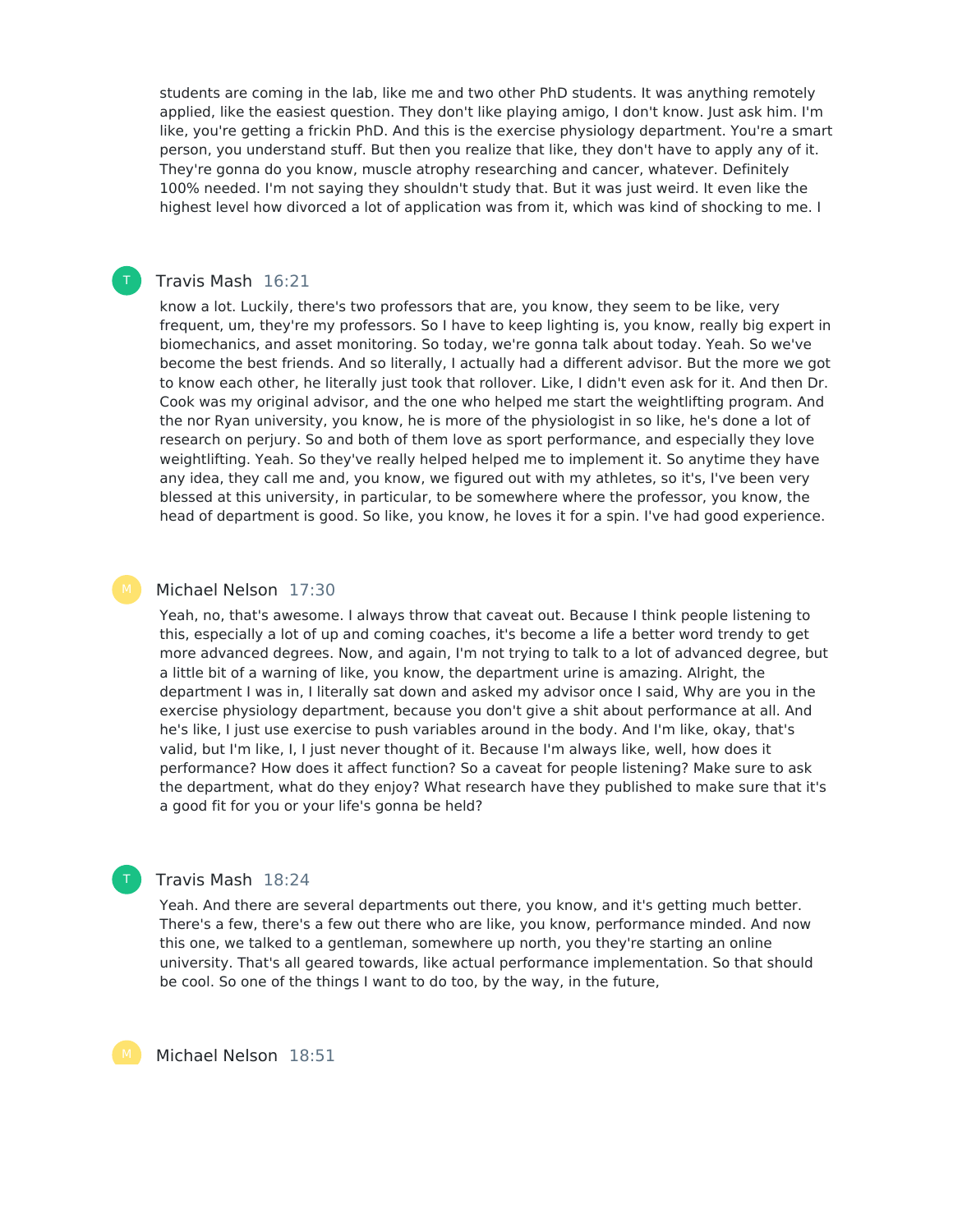students are coming in the lab, like me and two other PhD students. It was anything remotely applied, like the easiest question. They don't like playing amigo, I don't know. Just ask him. I'm like, you're getting a frickin PhD. And this is the exercise physiology department. You're a smart person, you understand stuff. But then you realize that like, they don't have to apply any of it. They're gonna do you know, muscle atrophy researching and cancer, whatever. Definitely 100% needed. I'm not saying they shouldn't study that. But it was just weird. It even like the highest level how divorced a lot of application was from it, which was kind of shocking to me. I

**Travis Mash** 16:21

know a lot. Luckily, there's two professors that are, you know, they seem to be like, very frequent, um, they're my professors. So I have to keep lighting is, you know, really big expert in biomechanics, and asset monitoring. So today, we're gonna talk about today. Yeah. So we've become the best friends. And so literally, I actually had a different advisor. But the more we got to know each other, he literally just took that rollover. Like, I didn't even ask for it. And then Dr. Cook was my original advisor, and the one who helped me start the weightlifting program. And the nor Ryan university, you know, he is more of the physiologist in so like, he's done a lot of research on perjury. So and both of them love as sport performance, and especially they love weightlifting. Yeah. So they've really helped helped me to implement it. So anytime they have any idea, they call me and, you know, we figured out with my athletes, so it's, I've been very blessed at this university, in particular, to be somewhere where the professor, you know, the head of department is good. So like, you know, he loves it for a spin. I've had good experience.

**Michael Nelson** 17:30

Yeah, no, that's awesome. I always throw that caveat out. Because I think people listening to this, especially a lot of up and coming coaches, it's become a life a better word trendy to get more advanced degrees. Now, and again, I'm not trying to talk to a lot of advanced degree, but a little bit of a warning of like, you know, the department urine is amazing. Alright, the department I was in, I literally sat down and asked my advisor once I said, Why are you in the exercise physiology department, because you don't give a shit about performance at all. And he's like, I just use exercise to push variables around in the body. And I'm like, okay, that's valid, but I'm like, I, I just never thought of it. Because I'm always like, well, how does it performance? How does it affect function? So a caveat for people listening? Make sure to ask the department, what do they enjoy? What research have they published to make sure that it's a good fit for you or your life's gonna be held?

**Travis Mash** 18:24

Yeah. And there are several departments out there, you know, and it's getting much better. There's a few, there's a few out there who are like, you know, performance minded. And now this one, we talked to a gentleman, somewhere up north, you they're starting an online university. That's all geared towards, like actual performance implementation. So that should be cool. So one of the things I want to do too, by the way, in the future,

**Michael Nelson** 18:51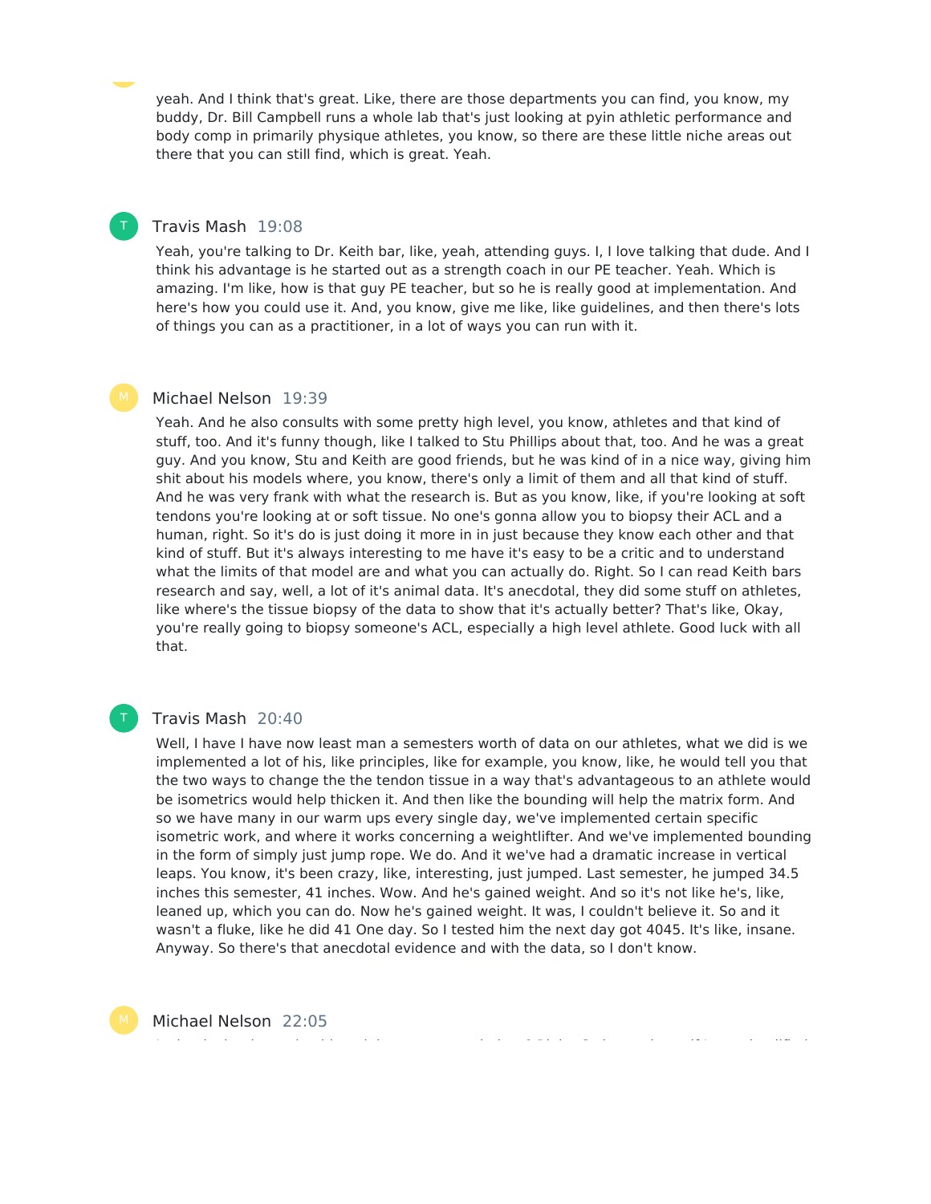yeah. And I think that's great. Like, there are those departments you can find, you know, my buddy, Dr. Bill Campbell runs a whole lab that's just looking at pyin athletic performance and body comp in primarily physique athletes, you know, so there are these little niche areas out there that you can still find, which is great. Yeah.

**Travis Mash** 19:08

Yeah, you're talking to Dr. Keith bar, like, yeah, attending guys. I, I love talking that dude. And I think his advantage is he started out as a strength coach in our PE teacher. Yeah. Which is amazing. I'm like, how is that guy PE teacher, but so he is really good at implementation. And here's how you could use it. And, you know, give me like, like guidelines, and then there's lots of things you can as a practitioner, in a lot of ways you can run with it.

**Michael Nelson** 19:39

Yeah. And he also consults with some pretty high level, you know, athletes and that kind of stuff, too. And it's funny though, like I talked to Stu Phillips about that, too. And he was a great guy. And you know, Stu and Keith are good friends, but he was kind of in a nice way, giving him shit about his models where, you know, there's only a limit of them and all that kind of stuff. And he was very frank with what the research is. But as you know, like, if you're looking at soft tendons you're looking at or soft tissue. No one's gonna allow you to biopsy their ACL and a human, right. So it's do is just doing it more in in just because they know each other and that kind of stuff. But it's always interesting to me have it's easy to be a critic and to understand what the limits of that model are and what you can actually do. Right. So I can read Keith bars research and say, well, a lot of it's animal data. It's anecdotal, they did some stuff on athletes, like where's the tissue biopsy of the data to show that it's actually better? That's like, Okay, you're really going to biopsy someone's ACL, especially a high level athlete. Good luck with all that.

**Travis Mash** 20:40

Well, I have I have now least man a semesters worth of data on our athletes, what we did is we implemented a lot of his, like principles, like for example, you know, like, he would tell you that the two ways to change the the tendon tissue in a way that's advantageous to an athlete would be isometrics would help thicken it. And then like the bounding will help the matrix form. And so we have many in our warm ups every single day, we've implemented certain specific isometric work, and where it works concerning a weightlifter. And we've implemented bounding in the form of simply just jump rope. We do. And it we've had a dramatic increase in vertical leaps. You know, it's been crazy, like, interesting, just jumped. Last semester, he jumped 34.5 inches this semester, 41 inches. Wow. And he's gained weight. And so it's not like he's, like, leaned up, which you can do. Now he's gained weight. It was, I couldn't believe it. So and it wasn't a fluke, like he did 41 One day. So I tested him the next day got 4045. It's like, insane. Anyway. So there's that anecdotal evidence and with the data, so I don't know.

**Michael Nelson** 22:05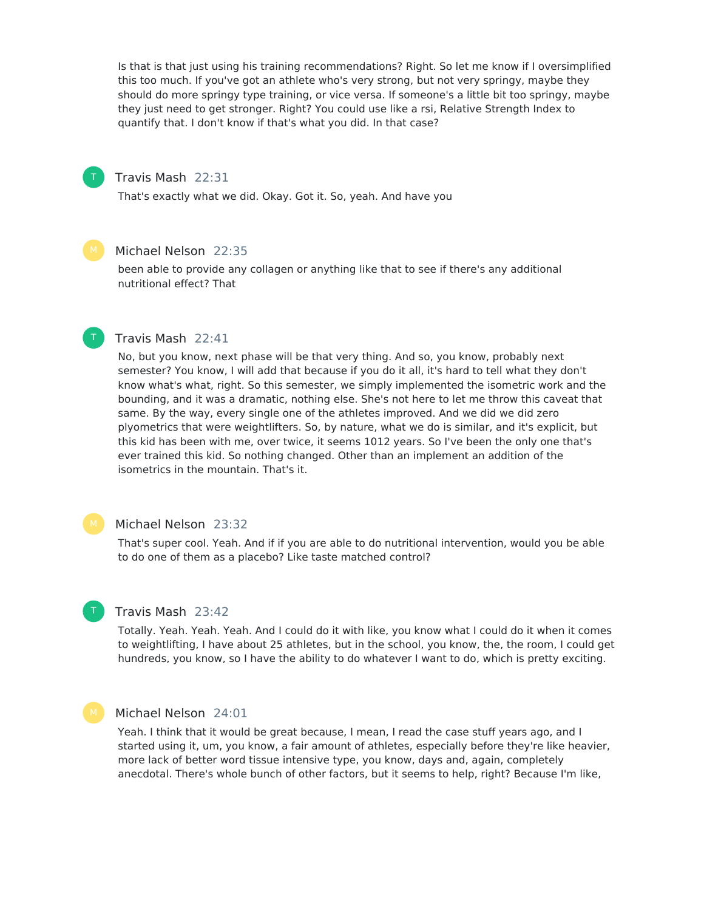Is that is that just using his training recommendations? Right. So let me know if I oversimplified this too much. If you've got an athlete who's very strong, but not very springy, maybe they should do more springy type training, or vice versa. If someone's a little bit too springy, maybe they just need to get stronger. Right? You could use like a rsi, Relative Strength Index to quantify that. I don't know if that's what you did. In that case?

**Travis Mash** 22:31

That's exactly what we did. Okay. Got it. So, yeah. And have you

**Michael Nelson** 22:35

been able to provide any collagen or anything like that to see if there's any additional nutritional effect? That

**Travis Mash** 22:41

No, but you know, next phase will be that very thing. And so, you know, probably next semester? You know, I will add that because if you do it all, it's hard to tell what they don't know what's what, right. So this semester, we simply implemented the isometric work and the bounding, and it was a dramatic, nothing else. She's not here to let me throw this caveat that same. By the way, every single one of the athletes improved. And we did we did zero plyometrics that were weightlifters. So, by nature, what we do is similar, and it's explicit, but this kid has been with me, over twice, it seems 1012 years. So I've been the only one that's ever trained this kid. So nothing changed. Other than an implement an addition of the isometrics in the mountain. That's it.

**Michael Nelson** 23:32

That's super cool. Yeah. And if if you are able to do nutritional intervention, would you be able to do one of them as a placebo? Like taste matched control?

**Travis Mash** 23:42

Totally. Yeah. Yeah. Yeah. And I could do it with like, you know what I could do it when it comes to weightlifting, I have about 25 athletes, but in the school, you know, the, the room, I could get hundreds, you know, so I have the ability to do whatever I want to do, which is pretty exciting.

**Michael Nelson** 24:01

Yeah. I think that it would be great because, I mean, I read the case stuff years ago, and I started using it, um, you know, a fair amount of athletes, especially before they're like heavier, more lack of better word tissue intensive type, you know, days and, again, completely anecdotal. There's whole bunch of other factors, but it seems to help, right? Because I'm like,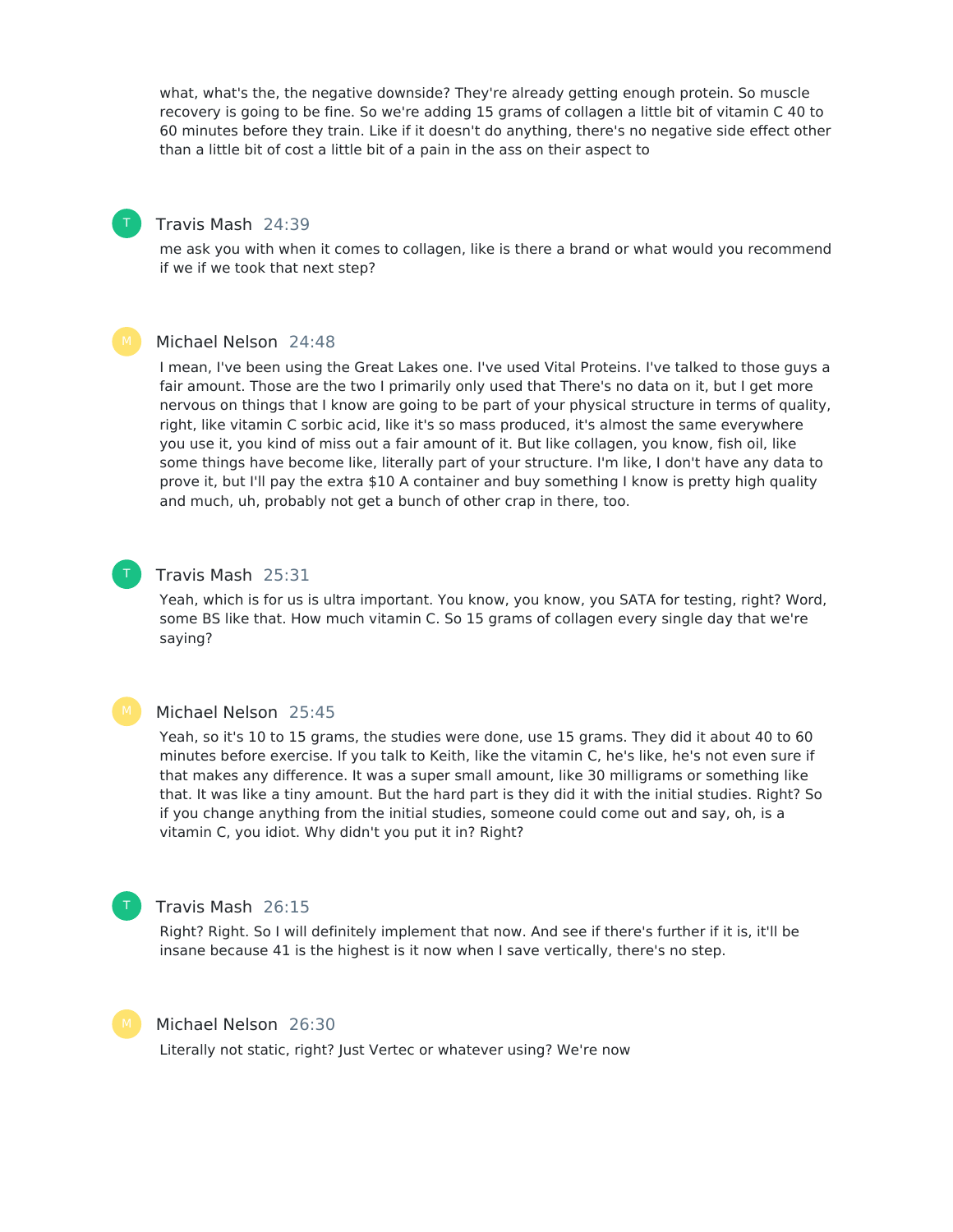what, what's the, the negative downside? They're already getting enough protein. So muscle recovery is going to be fine. So we're adding 15 grams of collagen a little bit of vitamin C 40 to 60 minutes before they train. Like if it doesn't do anything, there's no negative side effect other than a little bit of cost a little bit of a pain in the ass on their aspect to

**Travis Mash** 24:39

me ask you with when it comes to collagen, like is there a brand or what would you recommend if we if we took that next step?

**Michael Nelson** 24:48

I mean, I've been using the Great Lakes one. I've used Vital Proteins. I've talked to those guys a fair amount. Those are the two I primarily only used that There's no data on it, but I get more nervous on things that I know are going to be part of your physical structure in terms of quality, right, like vitamin C sorbic acid, like it's so mass produced, it's almost the same everywhere you use it, you kind of miss out a fair amount of it. But like collagen, you know, fish oil, like some things have become like, literally part of your structure. I'm like, I don't have any data to prove it, but I'll pay the extra $10 A container and buy something I know is pretty high quality and much, uh, probably not get a bunch of other crap in there, too.

**Travis Mash** 25:31

Yeah, which is for us is ultra important. You know, you know, you SATA for testing, right? Word, some BS like that. How much vitamin C. So 15 grams of collagen every single day that we're saying?

**Michael Nelson** 25:45

Yeah, so it's 10 to 15 grams, the studies were done, use 15 grams. They did it about 40 to 60 minutes before exercise. If you talk to Keith, like the vitamin C, he's like, he's not even sure if that makes any difference. It was a super small amount, like 30 milligrams or something like that. It was like a tiny amount. But the hard part is they did it with the initial studies. Right? So if you change anything from the initial studies, someone could come out and say, oh, is a vitamin C, you idiot. Why didn't you put it in? Right?

**Travis Mash** 26:15

Right? Right. So I will definitely implement that now. And see if there's further if it is, it'll be insane because 41 is the highest is it now when I save vertically, there's no step.

**Michael Nelson** 26:30

Literally not static, right? Just Vertec or whatever using? We're now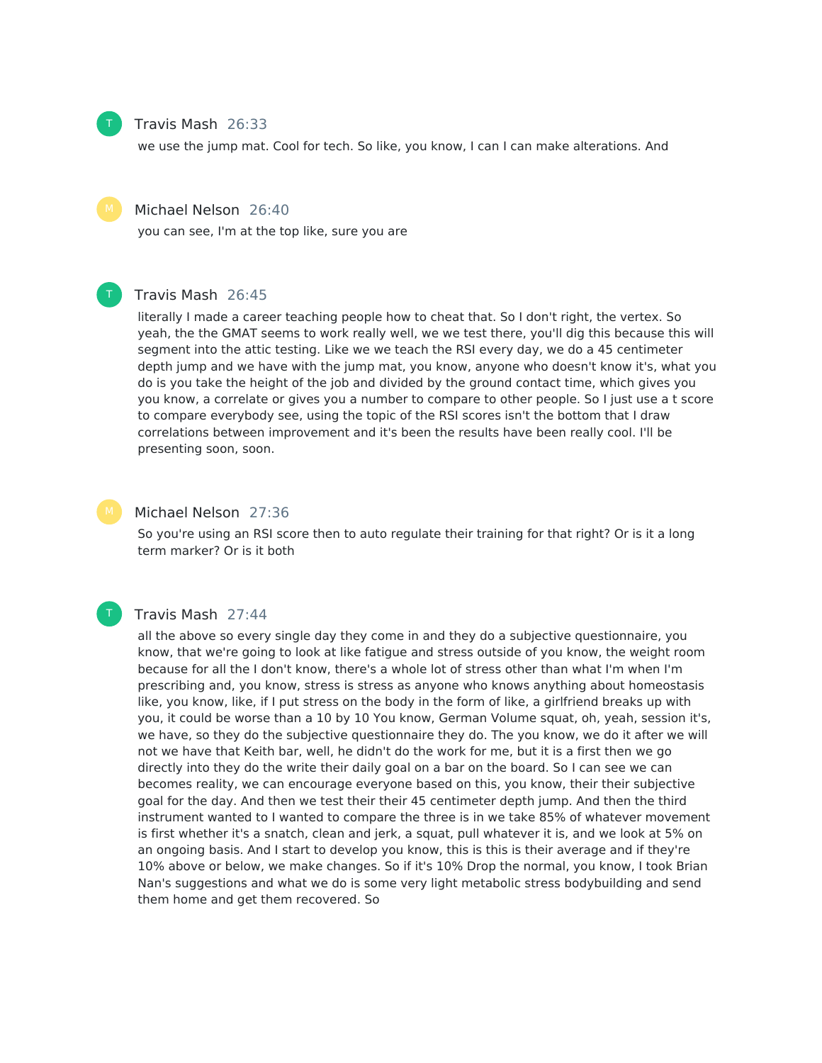**Travis Mash** 26:33

we use the jump mat. Cool for tech. So like, you know, I can I can make alterations. And

**Michael Nelson** 26:40

you can see, I'm at the top like, sure you are

**Travis Mash** 26:45

literally I made a career teaching people how to cheat that. So I don't right, the vertex. So yeah, the the GMAT seems to work really well, we we test there, you'll dig this because this will segment into the attic testing. Like we we teach the RSI every day, we do a 45 centimeter depth jump and we have with the jump mat, you know, anyone who doesn't know it's, what you do is you take the height of the job and divided by the ground contact time, which gives you you know, a correlate or gives you a number to compare to other people. So I just use a t score to compare everybody see, using the topic of the RSI scores isn't the bottom that I draw correlations between improvement and it's been the results have been really cool. I'll be presenting soon, soon.

**Michael Nelson** 27:36

So you're using an RSI score then to auto regulate their training for that right? Or is it a long term marker? Or is it both

**Travis Mash** 27:44

all the above so every single day they come in and they do a subjective questionnaire, you know, that we're going to look at like fatigue and stress outside of you know, the weight room because for all the I don't know, there's a whole lot of stress other than what I'm when I'm prescribing and, you know, stress is stress as anyone who knows anything about homeostasis like, you know, like, if I put stress on the body in the form of like, a girlfriend breaks up with you, it could be worse than a 10 by 10 You know, German Volume squat, oh, yeah, session it's, we have, so they do the subjective questionnaire they do. The you know, we do it after we will not we have that Keith bar, well, he didn't do the work for me, but it is a first then we go directly into they do the write their daily goal on a bar on the board. So I can see we can becomes reality, we can encourage everyone based on this, you know, their their subjective goal for the day. And then we test their their 45 centimeter depth jump. And then the third instrument wanted to I wanted to compare the three is in we take 85% of whatever movement is first whether it's a snatch, clean and jerk, a squat, pull whatever it is, and we look at 5% on an ongoing basis. And I start to develop you know, this is this is their average and if they're 10% above or below, we make changes. So if it's 10% Drop the normal, you know, I took Brian Nan's suggestions and what we do is some very light metabolic stress bodybuilding and send them home and get them recovered. So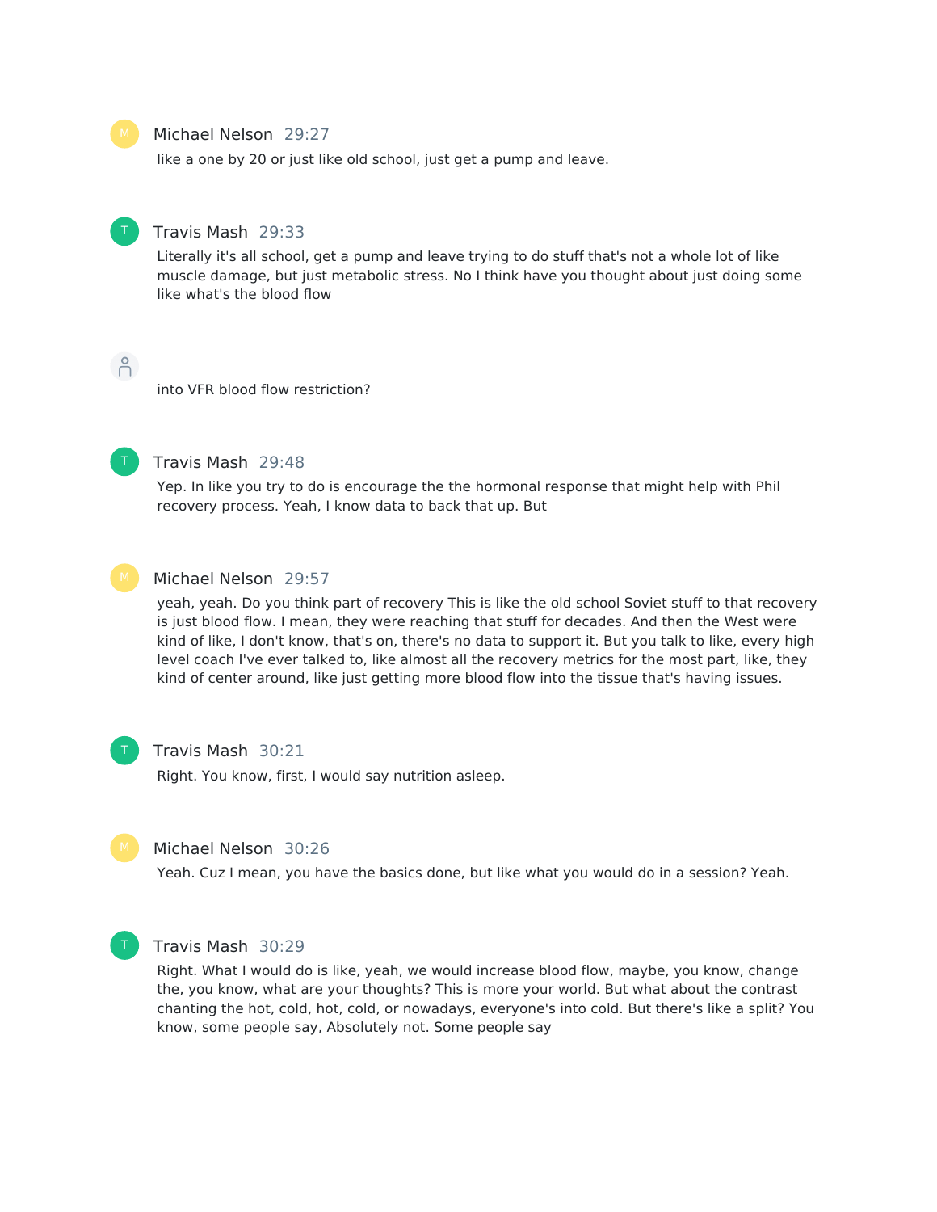**Michael Nelson** 29:27

like a one by 20 or just like old school, just get a pump and leave.

**Travis Mash** 29:33

Literally it's all school, get a pump and leave trying to do stuff that's not a whole lot of like muscle damage, but just metabolic stress. No I think have you thought about just doing some like what's the blood flow

into VFR blood flow restriction?

**Travis Mash** 29:48

Yep. In like you try to do is encourage the the hormonal response that might help with Phil recovery process. Yeah, I know data to back that up. But

**Michael Nelson** 29:57

yeah, yeah. Do you think part of recovery This is like the old school Soviet stuff to that recovery is just blood flow. I mean, they were reaching that stuff for decades. And then the West were kind of like, I don't know, that's on, there's no data to support it. But you talk to like, every high level coach I've ever talked to, like almost all the recovery metrics for the most part, like, they kind of center around, like just getting more blood flow into the tissue that's having issues.

**Travis Mash** 30:21

Right. You know, first, I would say nutrition asleep.

**Michael Nelson** 30:26

Yeah. Cuz I mean, you have the basics done, but like what you would do in a session? Yeah.

**Travis Mash** 30:29

Right. What I would do is like, yeah, we would increase blood flow, maybe, you know, change the, you know, what are your thoughts? This is more your world. But what about the contrast chanting the hot, cold, hot, cold, or nowadays, everyone's into cold. But there's like a split? You know, some people say, Absolutely not. Some people say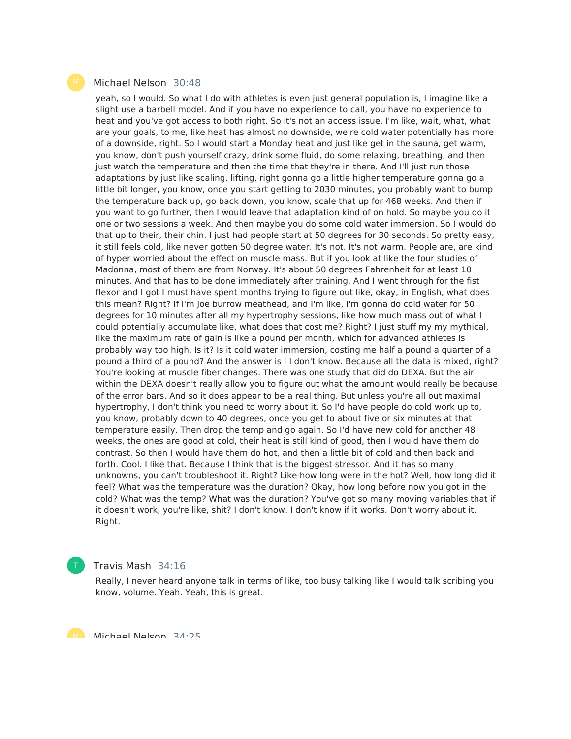Michael Nelson 30:48

yeah, so I would. So what I do with athletes is even just general population is, I imagine like a slight use a barbell model. And if you have no experience to call, you have no experience to heat and you've got access to both right. So it's not an access issue. I'm like, wait, what, what are your goals, to me, like heat has almost no downside, we're cold water potentially has more of a downside, right. So I would start a Monday heat and just like get in the sauna, get warm, you know, don't push yourself crazy, drink some fluid, do some relaxing, breathing, and then just watch the temperature and then the time that they're in there. And I'll just run those adaptations by just like scaling, lifting, right gonna go a little higher temperature gonna go a little bit longer, you know, once you start getting to 2030 minutes, you probably want to bump the temperature back up, go back down, you know, scale that up for 468 weeks. And then if you want to go further, then I would leave that adaptation kind of on hold. So maybe you do it one or two sessions a week. And then maybe you do some cold water immersion. So I would do that up to their, their chin. I just had people start at 50 degrees for 30 seconds. So pretty easy, it still feels cold, like never gotten 50 degree water. It's not. It's not warm. People are, are kind of hyper worried about the effect on muscle mass. But if you look at like the four studies of Madonna, most of them are from Norway. It's about 50 degrees Fahrenheit for at least 10 minutes. And that has to be done immediately after training. And I went through for the fist flexor and I got I must have spent months trying to figure out like, okay, in English, what does this mean? Right? If I'm Joe burrow meathead, and I'm like, I'm gonna do cold water for 50 degrees for 10 minutes after all my hypertrophy sessions, like how much mass out of what I could potentially accumulate like, what does that cost me? Right? I just stuff my my mythical, like the maximum rate of gain is like a pound per month, which for advanced athletes is probably way too high. Is it? Is it cold water immersion, costing me half a pound a quarter of a pound a third of a pound? And the answer is I I don't know. Because all the data is mixed, right? You're looking at muscle fiber changes. There was one study that did do DEXA. But the air within the DEXA doesn't really allow you to figure out what the amount would really be because of the error bars. And so it does appear to be a real thing. But unless you're all out maximal hypertrophy, I don't think you need to worry about it. So I'd have people do cold work up to, you know, probably down to 40 degrees, once you get to about five or six minutes at that temperature easily. Then drop the temp and go again. So I'd have new cold for another 48 weeks, the ones are good at cold, their heat is still kind of good, then I would have them do contrast. So then I would have them do hot, and then a little bit of cold and then back and forth. Cool. I like that. Because I think that is the biggest stressor. And it has so many unknowns, you can't troubleshoot it. Right? Like how long were in the hot? Well, how long did it feel? What was the temperature was the duration? Okay, how long before now you got in the cold? What was the temp? What was the duration? You've got so many moving variables that if it doesn't work, you're like, shit? I don't know. I don't know if it works. Don't worry about it. Right.

Travis Mash 34:16

Really, I never heard anyone talk in terms of like, too busy talking like I would talk scribing you know, volume. Yeah. Yeah, this is great.

Michael Nelson 34:25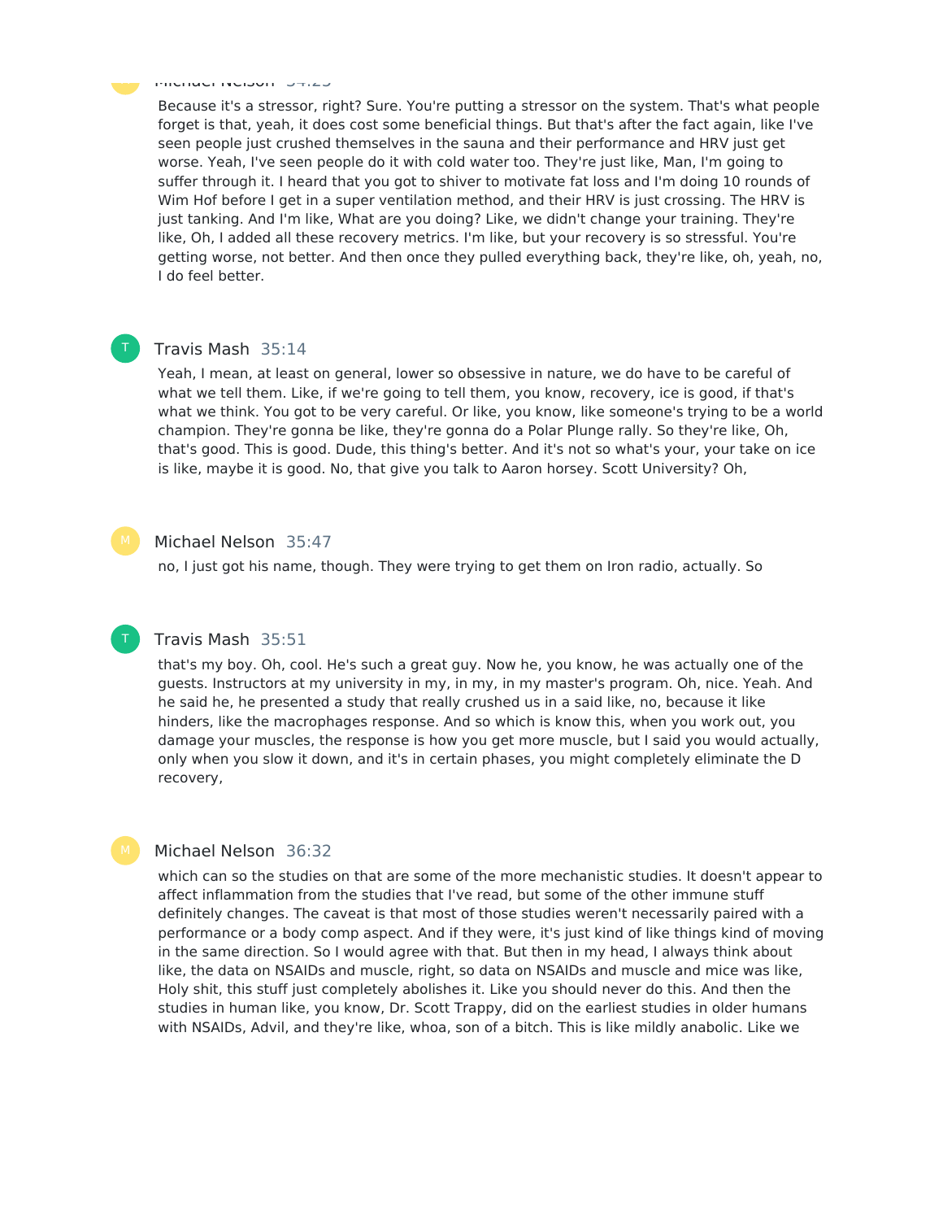Because it's a stressor, right? Sure. You're putting a stressor on the system. That's what people forget is that, yeah, it does cost some beneficial things. But that's after the fact again, like I've seen people just crushed themselves in the sauna and their performance and HRV just get worse. Yeah, I've seen people do it with cold water too. They're just like, Man, I'm going to suffer through it. I heard that you got to shiver to motivate fat loss and I'm doing 10 rounds of Wim Hof before I get in a super ventilation method, and their HRV is just crossing. The HRV is just tanking. And I'm like, What are you doing? Like, we didn't change your training. They're like, Oh, I added all these recovery metrics. I'm like, but your recovery is so stressful. You're getting worse, not better. And then once they pulled everything back, they're like, oh, yeah, no, I do feel better.

**Travis Mash** 35:14

Yeah, I mean, at least on general, lower so obsessive in nature, we do have to be careful of what we tell them. Like, if we're going to tell them, you know, recovery, ice is good, if that's what we think. You got to be very careful. Or like, you know, like someone's trying to be a world champion. They're gonna be like, they're gonna do a Polar Plunge rally. So they're like, Oh, that's good. This is good. Dude, this thing's better. And it's not so what's your, your take on ice is like, maybe it is good. No, that give you talk to Aaron horsey. Scott University? Oh,

**Michael Nelson** 35:47

no, I just got his name, though. They were trying to get them on Iron radio, actually. So

**Travis Mash** 35:51

that's my boy. Oh, cool. He's such a great guy. Now he, you know, he was actually one of the guests. Instructors at my university in my, in my, in my master's program. Oh, nice. Yeah. And he said he, he presented a study that really crushed us in a said like, no, because it like hinders, like the macrophages response. And so which is know this, when you work out, you damage your muscles, the response is how you get more muscle, but I said you would actually, only when you slow it down, and it's in certain phases, you might completely eliminate the D recovery,

**Michael Nelson** 36:32

which can so the studies on that are some of the more mechanistic studies. It doesn't appear to affect inflammation from the studies that I've read, but some of the other immune stuff definitely changes. The caveat is that most of those studies weren't necessarily paired with a performance or a body comp aspect. And if they were, it's just kind of like things kind of moving in the same direction. So I would agree with that. But then in my head, I always think about like, the data on NSAIDs and muscle, right, so data on NSAIDs and muscle and mice was like, Holy shit, this stuff just completely abolishes it. Like you should never do this. And then the studies in human like, you know, Dr. Scott Trappy, did on the earliest studies in older humans with NSAIDs, Advil, and they're like, whoa, son of a bitch. This is like mildly anabolic. Like we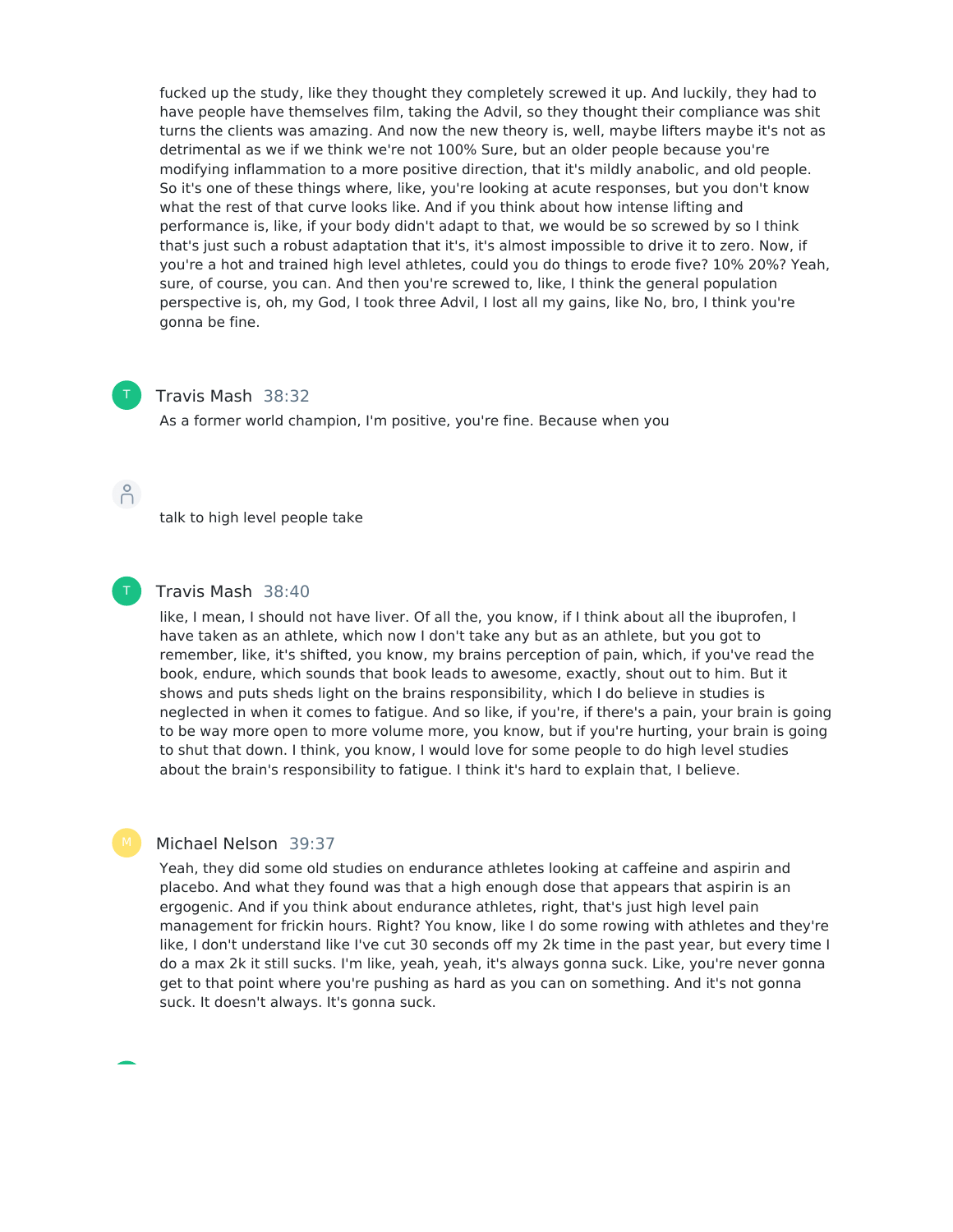fucked up the study, like they thought they completely screwed it up. And luckily, they had to have people have themselves film, taking the Advil, so they thought their compliance was shit turns the clients was amazing. And now the new theory is, well, maybe lifters maybe it's not as detrimental as we if we think we're not 100% Sure, but an older people because you're modifying inflammation to a more positive direction, that it's mildly anabolic, and old people. So it's one of these things where, like, you're looking at acute responses, but you don't know what the rest of that curve looks like. And if you think about how intense lifting and performance is, like, if your body didn't adapt to that, we would be so screwed by so I think that's just such a robust adaptation that it's, it's almost impossible to drive it to zero. Now, if you're a hot and trained high level athletes, could you do things to erode five? 10% 20%? Yeah, sure, of course, you can. And then you're screwed to, like, I think the general population perspective is, oh, my God, I took three Advil, I lost all my gains, like No, bro, I think you're gonna be fine.

**Travis Mash** 38:32

As a former world champion, I'm positive, you're fine. Because when you

talk to high level people take

**Travis Mash** 38:40

like, I mean, I should not have liver. Of all the, you know, if I think about all the ibuprofen, I have taken as an athlete, which now I don't take any but as an athlete, but you got to remember, like, it's shifted, you know, my brains perception of pain, which, if you've read the book, endure, which sounds that book leads to awesome, exactly, shout out to him. But it shows and puts sheds light on the brains responsibility, which I do believe in studies is neglected in when it comes to fatigue. And so like, if you're, if there's a pain, your brain is going to be way more open to more volume more, you know, but if you're hurting, your brain is going to shut that down. I think, you know, I would love for some people to do high level studies about the brain's responsibility to fatigue. I think it's hard to explain that, I believe.

**Michael Nelson** 39:37

Yeah, they did some old studies on endurance athletes looking at caffeine and aspirin and placebo. And what they found was that a high enough dose that appears that aspirin is an ergogenic. And if you think about endurance athletes, right, that's just high level pain management for frickin hours. Right? You know, like I do some rowing with athletes and they're like, I don't understand like I've cut 30 seconds off my 2k time in the past year, but every time I do a max 2k it still sucks. I'm like, yeah, yeah, it's always gonna suck. Like, you're never gonna get to that point where you're pushing as hard as you can on something. And it's not gonna suck. It doesn't always. It's gonna suck.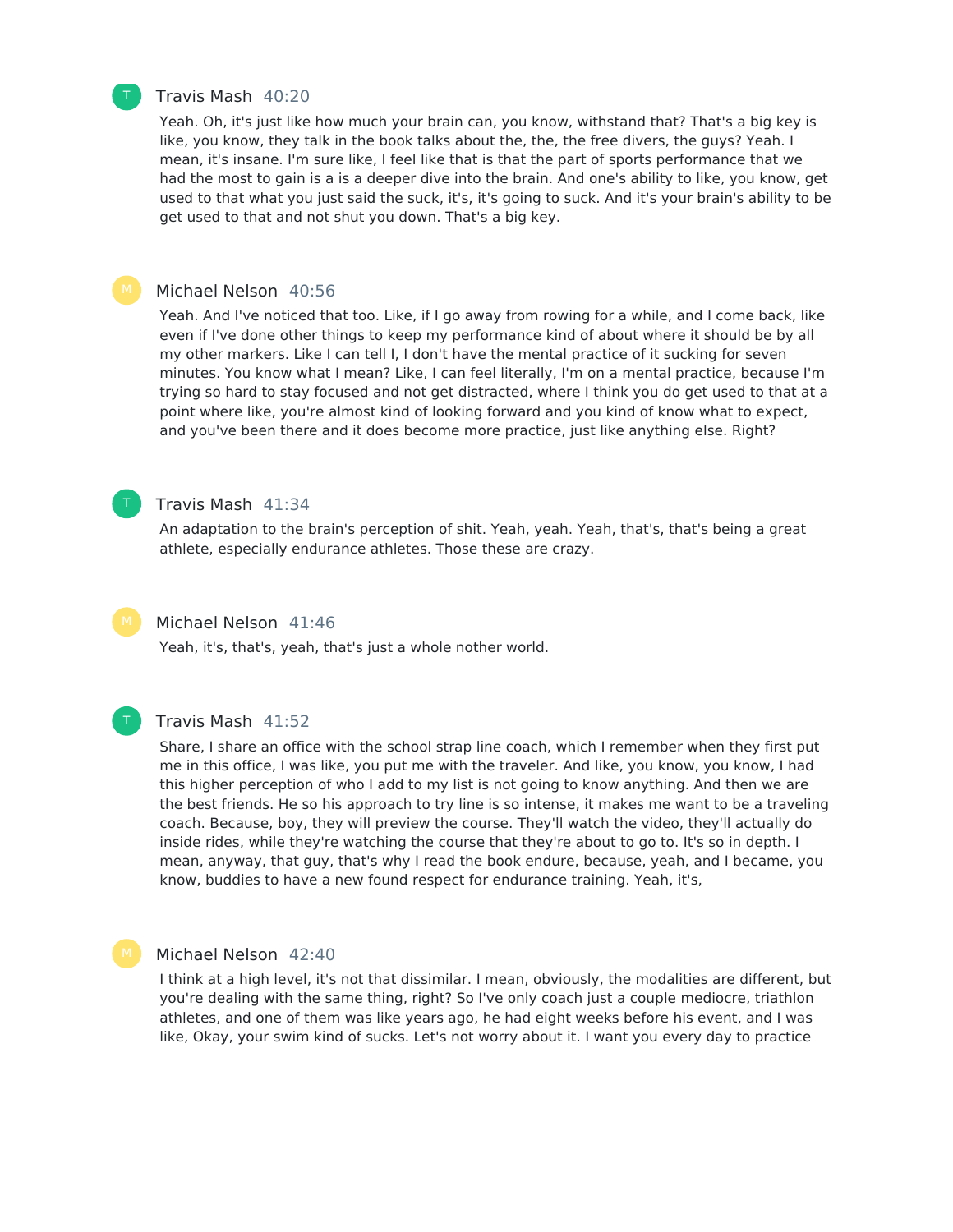**Travis Mash** 40:20

Yeah. Oh, it's just like how much your brain can, you know, withstand that? That's a big key is like, you know, they talk in the book talks about the, the, the free divers, the guys? Yeah. I mean, it's insane. I'm sure like, I feel like that is that the part of sports performance that we had the most to gain is a is a deeper dive into the brain. And one's ability to like, you know, get used to that what you just said the suck, it's, it's going to suck. And it's your brain's ability to be get used to that and not shut you down. That's a big key.

**Michael Nelson** 40:56

Yeah. And I've noticed that too. Like, if I go away from rowing for a while, and I come back, like even if I've done other things to keep my performance kind of about where it should be by all my other markers. Like I can tell I, I don't have the mental practice of it sucking for seven minutes. You know what I mean? Like, I can feel literally, I'm on a mental practice, because I'm trying so hard to stay focused and not get distracted, where I think you do get used to that at a point where like, you're almost kind of looking forward and you kind of know what to expect, and you've been there and it does become more practice, just like anything else. Right?

**Travis Mash** 41:34

An adaptation to the brain's perception of shit. Yeah, yeah. Yeah, that's, that's being a great athlete, especially endurance athletes. Those these are crazy.

**Michael Nelson** 41:46

Yeah, it's, that's, yeah, that's just a whole nother world.

**Travis Mash** 41:52

Share, I share an office with the school strap line coach, which I remember when they first put me in this office, I was like, you put me with the traveler. And like, you know, you know, I had this higher perception of who I add to my list is not going to know anything. And then we are the best friends. He so his approach to try line is so intense, it makes me want to be a traveling coach. Because, boy, they will preview the course. They'll watch the video, they'll actually do inside rides, while they're watching the course that they're about to go to. It's so in depth. I mean, anyway, that guy, that's why I read the book endure, because, yeah, and I became, you know, buddies to have a new found respect for endurance training. Yeah, it's,

**Michael Nelson** 42:40

I think at a high level, it's not that dissimilar. I mean, obviously, the modalities are different, but you're dealing with the same thing, right? So I've only coach just a couple mediocre, triathlon athletes, and one of them was like years ago, he had eight weeks before his event, and I was like, Okay, your swim kind of sucks. Let's not worry about it. I want you every day to practice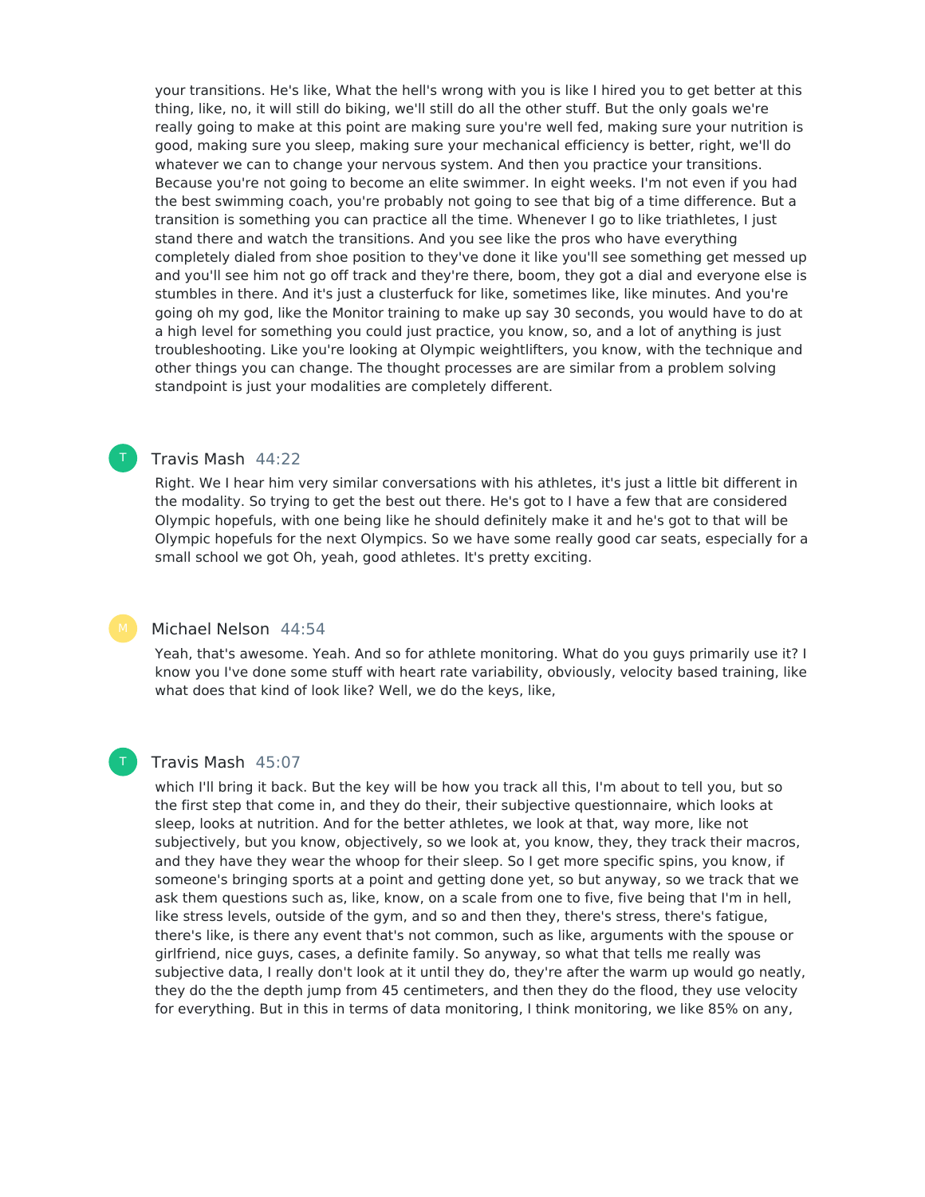your transitions. He's like, What the hell's wrong with you is like I hired you to get better at this thing, like, no, it will still do biking, we'll still do all the other stuff. But the only goals we're really going to make at this point are making sure you're well fed, making sure your nutrition is good, making sure you sleep, making sure your mechanical efficiency is better, right, we'll do whatever we can to change your nervous system. And then you practice your transitions. Because you're not going to become an elite swimmer. In eight weeks. I'm not even if you had the best swimming coach, you're probably not going to see that big of a time difference. But a transition is something you can practice all the time. Whenever I go to like triathletes, I just stand there and watch the transitions. And you see like the pros who have everything completely dialed from shoe position to they've done it like you'll see something get messed up and you'll see him not go off track and they're there, boom, they got a dial and everyone else is stumbles in there. And it's just a clusterfuck for like, sometimes like, like minutes. And you're going oh my god, like the Monitor training to make up say 30 seconds, you would have to do at a high level for something you could just practice, you know, so, and a lot of anything is just troubleshooting. Like you're looking at Olympic weightlifters, you know, with the technique and other things you can change. The thought processes are are similar from a problem solving standpoint is just your modalities are completely different.

**Travis Mash** 44:22

Right. We I hear him very similar conversations with his athletes, it's just a little bit different in the modality. So trying to get the best out there. He's got to I have a few that are considered Olympic hopefuls, with one being like he should definitely make it and he's got to that will be Olympic hopefuls for the next Olympics. So we have some really good car seats, especially for a small school we got Oh, yeah, good athletes. It's pretty exciting.

**Michael Nelson** 44:54

Yeah, that's awesome. Yeah. And so for athlete monitoring. What do you guys primarily use it? I know you I've done some stuff with heart rate variability, obviously, velocity based training, like what does that kind of look like? Well, we do the keys, like,

**Travis Mash** 45:07

which I'll bring it back. But the key will be how you track all this, I'm about to tell you, but so the first step that come in, and they do their, their subjective questionnaire, which looks at sleep, looks at nutrition. And for the better athletes, we look at that, way more, like not subjectively, but you know, objectively, so we look at, you know, they, they track their macros, and they have they wear the whoop for their sleep. So I get more specific spins, you know, if someone's bringing sports at a point and getting done yet, so but anyway, so we track that we ask them questions such as, like, know, on a scale from one to five, five being that I'm in hell, like stress levels, outside of the gym, and so and then they, there's stress, there's fatigue, there's like, is there any event that's not common, such as like, arguments with the spouse or girlfriend, nice guys, cases, a definite family. So anyway, so what that tells me really was subjective data, I really don't look at it until they do, they're after the warm up would go neatly, they do the the depth jump from 45 centimeters, and then they do the flood, they use velocity for everything. But in this in terms of data monitoring, I think monitoring, we like 85% on any,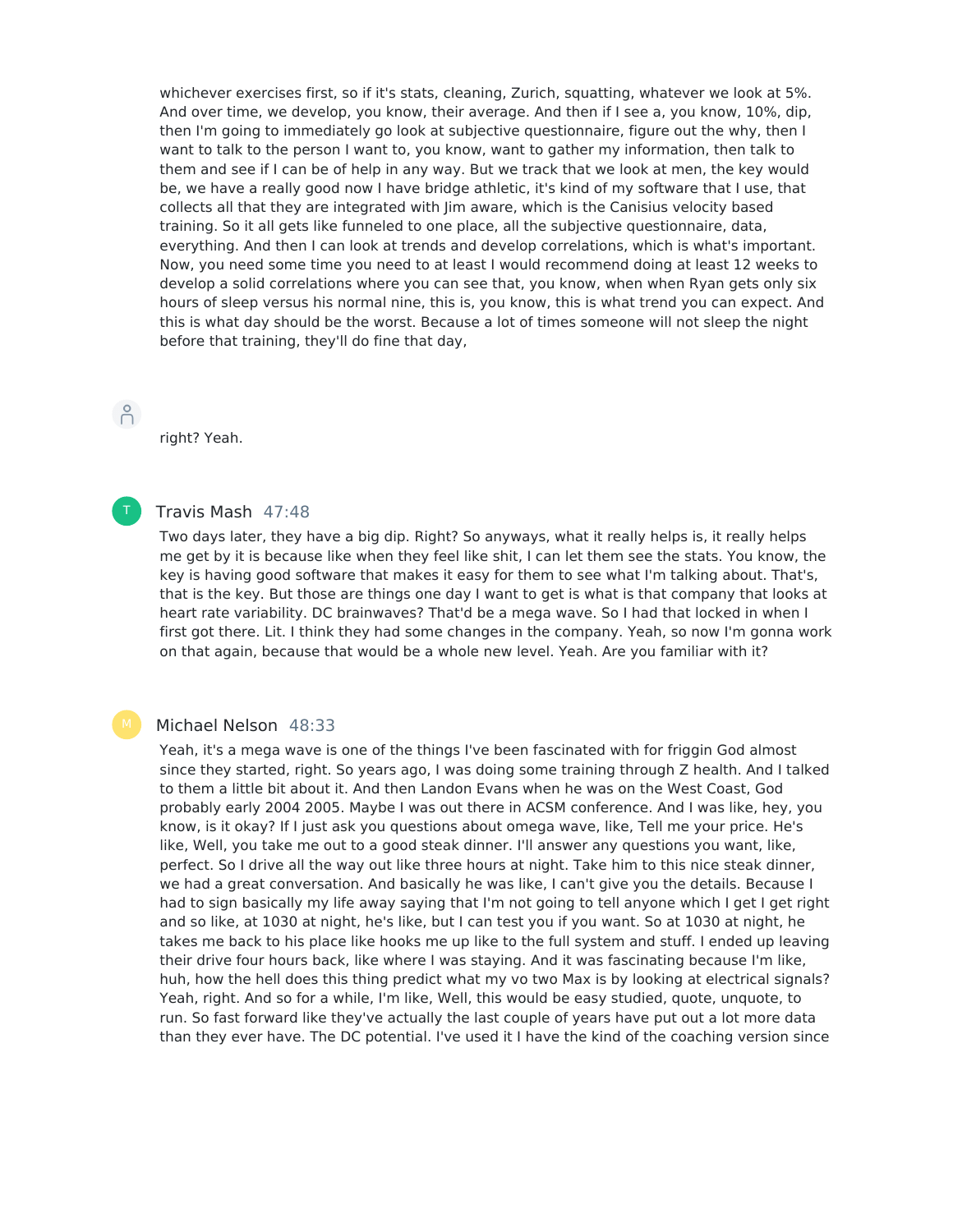whichever exercises first, so if it's stats, cleaning, Zurich, squatting, whatever we look at 5%. And over time, we develop, you know, their average. And then if I see a, you know, 10%, dip, then I'm going to immediately go look at subjective questionnaire, figure out the why, then I want to talk to the person I want to, you know, want to gather my information, then talk to them and see if I can be of help in any way. But we track that we look at men, the key would be, we have a really good now I have bridge athletic, it's kind of my software that I use, that collects all that they are integrated with Jim aware, which is the Canisius velocity based training. So it all gets like funneled to one place, all the subjective questionnaire, data, everything. And then I can look at trends and develop correlations, which is what's important. Now, you need some time you need to at least I would recommend doing at least 12 weeks to develop a solid correlations where you can see that, you know, when when Ryan gets only six hours of sleep versus his normal nine, this is, you know, this is what trend you can expect. And this is what day should be the worst. Because a lot of times someone will not sleep the night before that training, they'll do fine that day,

right? Yeah.

**Travis Mash** 47:48

Two days later, they have a big dip. Right? So anyways, what it really helps is, it really helps me get by it is because like when they feel like shit, I can let them see the stats. You know, the key is having good software that makes it easy for them to see what I'm talking about. That's, that is the key. But those are things one day I want to get is what is that company that looks at heart rate variability. DC brainwaves? That'd be a mega wave. So I had that locked in when I first got there. Lit. I think they had some changes in the company. Yeah, so now I'm gonna work on that again, because that would be a whole new level. Yeah. Are you familiar with it?

**Michael Nelson** 48:33

Yeah, it's a mega wave is one of the things I've been fascinated with for friggin God almost since they started, right. So years ago, I was doing some training through Z health. And I talked to them a little bit about it. And then Landon Evans when he was on the West Coast, God probably early 2004 2005. Maybe I was out there in ACSM conference. And I was like, hey, you know, is it okay? If I just ask you questions about omega wave, like, Tell me your price. He's like, Well, you take me out to a good steak dinner. I'll answer any questions you want, like, perfect. So I drive all the way out like three hours at night. Take him to this nice steak dinner, we had a great conversation. And basically he was like, I can't give you the details. Because I had to sign basically my life away saying that I'm not going to tell anyone which I get I get right and so like, at 1030 at night, he's like, but I can test you if you want. So at 1030 at night, he takes me back to his place like hooks me up like to the full system and stuff. I ended up leaving their drive four hours back, like where I was staying. And it was fascinating because I'm like, huh, how the hell does this thing predict what my vo two Max is by looking at electrical signals? Yeah, right. And so for a while, I'm like, Well, this would be easy studied, quote, unquote, to run. So fast forward like they've actually the last couple of years have put out a lot more data than they ever have. The DC potential. I've used it I have the kind of the coaching version since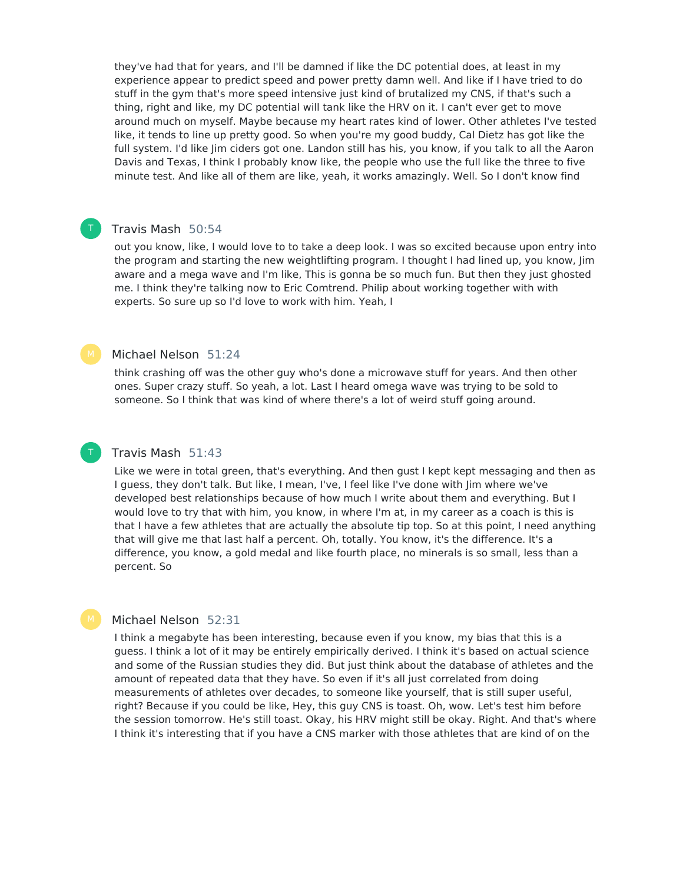they've had that for years, and I'll be damned if like the DC potential does, at least in my experience appear to predict speed and power pretty damn well. And like if I have tried to do stuff in the gym that's more speed intensive just kind of brutalized my CNS, if that's such a thing, right and like, my DC potential will tank like the HRV on it. I can't ever get to move around much on myself. Maybe because my heart rates kind of lower. Other athletes I've tested like, it tends to line up pretty good. So when you're my good buddy, Cal Dietz has got like the full system. I'd like Jim ciders got one. Landon still has his, you know, if you talk to all the Aaron Davis and Texas, I think I probably know like, the people who use the full like the three to five minute test. And like all of them are like, yeah, it works amazingly. Well. So I don't know find

**Travis Mash** 50:54

out you know, like, I would love to to take a deep look. I was so excited because upon entry into the program and starting the new weightlifting program. I thought I had lined up, you know, Jim aware and a mega wave and I'm like, This is gonna be so much fun. But then they just ghosted me. I think they're talking now to Eric Comtrend. Philip about working together with with experts. So sure up so I'd love to work with him. Yeah, I

**Michael Nelson** 51:24

think crashing off was the other guy who's done a microwave stuff for years. And then other ones. Super crazy stuff. So yeah, a lot. Last I heard omega wave was trying to be sold to someone. So I think that was kind of where there's a lot of weird stuff going around.

**Travis Mash** 51:43

Like we were in total green, that's everything. And then gust I kept kept messaging and then as I guess, they don't talk. But like, I mean, I've, I feel like I've done with Jim where we've developed best relationships because of how much I write about them and everything. But I would love to try that with him, you know, in where I'm at, in my career as a coach is this is that I have a few athletes that are actually the absolute tip top. So at this point, I need anything that will give me that last half a percent. Oh, totally. You know, it's the difference. It's a difference, you know, a gold medal and like fourth place, no minerals is so small, less than a percent. So

**Michael Nelson** 52:31

I think a megabyte has been interesting, because even if you know, my bias that this is a guess. I think a lot of it may be entirely empirically derived. I think it's based on actual science and some of the Russian studies they did. But just think about the database of athletes and the amount of repeated data that they have. So even if it's all just correlated from doing measurements of athletes over decades, to someone like yourself, that is still super useful, right? Because if you could be like, Hey, this guy CNS is toast. Oh, wow. Let's test him before the session tomorrow. He's still toast. Okay, his HRV might still be okay. Right. And that's where I think it's interesting that if you have a CNS marker with those athletes that are kind of on the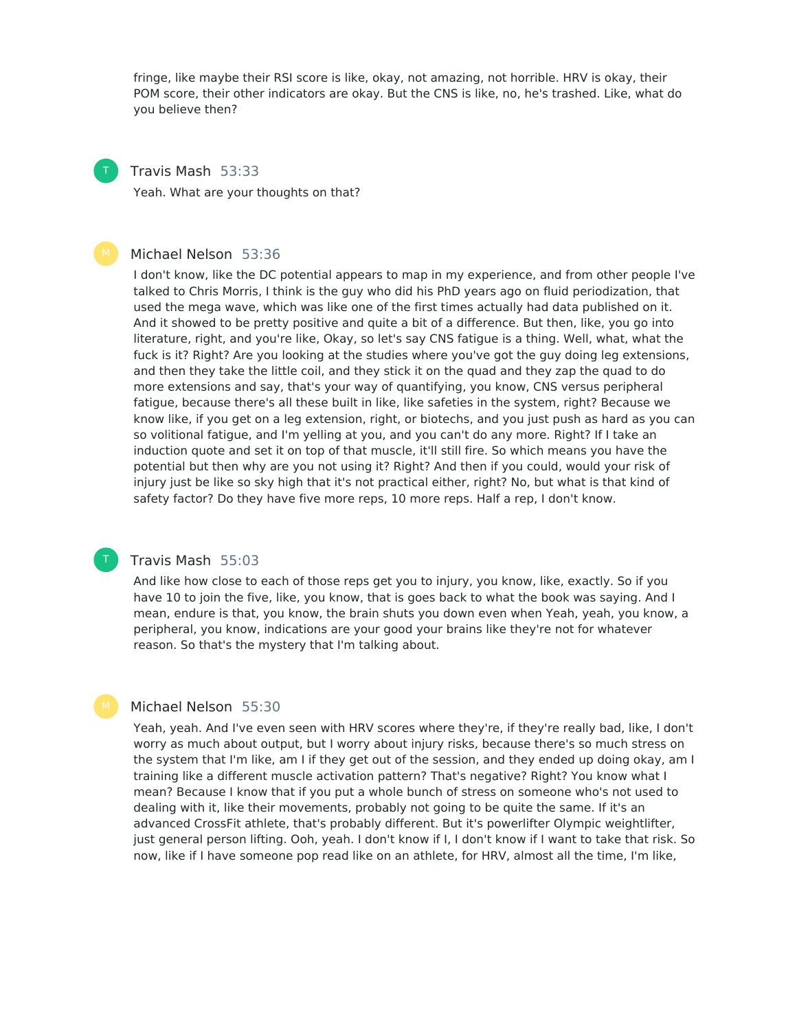fringe, like maybe their RSI score is like, okay, not amazing, not horrible. HRV is okay, their POM score, their other indicators are okay. But the CNS is like, no, he's trashed. Like, what do you believe then?

**Travis Mash** 53:33

Yeah. What are your thoughts on that?

**Michael Nelson** 53:36

I don't know, like the DC potential appears to map in my experience, and from other people I've talked to Chris Morris, I think is the guy who did his PhD years ago on fluid periodization, that used the mega wave, which was like one of the first times actually had data published on it. And it showed to be pretty positive and quite a bit of a difference. But then, like, you go into literature, right, and you're like, Okay, so let's say CNS fatigue is a thing. Well, what, what the fuck is it? Right? Are you looking at the studies where you've got the guy doing leg extensions, and then they take the little coil, and they stick it on the quad and they zap the quad to do more extensions and say, that's your way of quantifying, you know, CNS versus peripheral fatigue, because there's all these built in like, like safeties in the system, right? Because we know like, if you get on a leg extension, right, or biotechs, and you just push as hard as you can so volitional fatigue, and I'm yelling at you, and you can't do any more. Right? If I take an induction quote and set it on top of that muscle, it'll still fire. So which means you have the potential but then why are you not using it? Right? And then if you could, would your risk of injury just be like so sky high that it's not practical either, right? No, but what is that kind of safety factor? Do they have five more reps, 10 more reps. Half a rep, I don't know.

**Travis Mash** 55:03

And like how close to each of those reps get you to injury, you know, like, exactly. So if you have 10 to join the five, like, you know, that is goes back to what the book was saying. And I mean, endure is that, you know, the brain shuts you down even when Yeah, yeah, you know, a peripheral, you know, indications are your good your brains like they're not for whatever reason. So that's the mystery that I'm talking about.

**Michael Nelson** 55:30

Yeah, yeah. And I've even seen with HRV scores where they're, if they're really bad, like, I don't worry as much about output, but I worry about injury risks, because there's so much stress on the system that I'm like, am I if they get out of the session, and they ended up doing okay, am I training like a different muscle activation pattern? That's negative? Right? You know what I mean? Because I know that if you put a whole bunch of stress on someone who's not used to dealing with it, like their movements, probably not going to be quite the same. If it's an advanced CrossFit athlete, that's probably different. But it's powerlifter Olympic weightlifter, just general person lifting. Ooh, yeah. I don't know if I, I don't know if I want to take that risk. So now, like if I have someone pop read like on an athlete, for HRV, almost all the time, I'm like,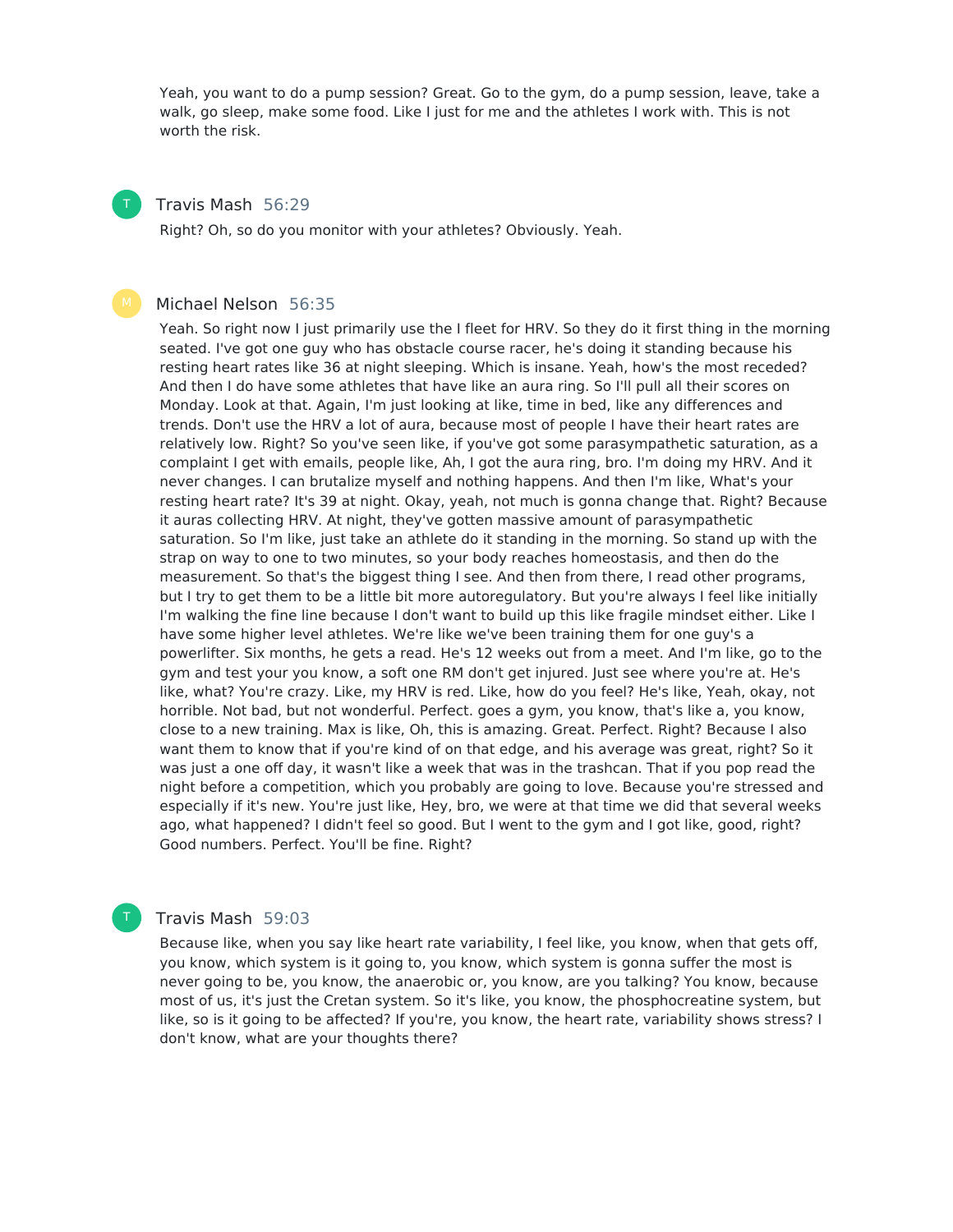Yeah, you want to do a pump session? Great. Go to the gym, do a pump session, leave, take a walk, go sleep, make some food. Like I just for me and the athletes I work with. This is not worth the risk.

**Travis Mash** 56:29

Right? Oh, so do you monitor with your athletes? Obviously. Yeah.

**Michael Nelson** 56:35

Yeah. So right now I just primarily use the I fleet for HRV. So they do it first thing in the morning seated. I've got one guy who has obstacle course racer, he's doing it standing because his resting heart rates like 36 at night sleeping. Which is insane. Yeah, how's the most receded? And then I do have some athletes that have like an aura ring. So I'll pull all their scores on Monday. Look at that. Again, I'm just looking at like, time in bed, like any differences and trends. Don't use the HRV a lot of aura, because most of people I have their heart rates are relatively low. Right? So you've seen like, if you've got some parasympathetic saturation, as a complaint I get with emails, people like, Ah, I got the aura ring, bro. I'm doing my HRV. And it never changes. I can brutalize myself and nothing happens. And then I'm like, What's your resting heart rate? It's 39 at night. Okay, yeah, not much is gonna change that. Right? Because it auras collecting HRV. At night, they've gotten massive amount of parasympathetic saturation. So I'm like, just take an athlete do it standing in the morning. So stand up with the strap on way to one to two minutes, so your body reaches homeostasis, and then do the measurement. So that's the biggest thing I see. And then from there, I read other programs, but I try to get them to be a little bit more autoregulatory. But you're always I feel like initially I'm walking the fine line because I don't want to build up this like fragile mindset either. Like I have some higher level athletes. We're like we've been training them for one guy's a powerlifter. Six months, he gets a read. He's 12 weeks out from a meet. And I'm like, go to the gym and test your you know, a soft one RM don't get injured. Just see where you're at. He's like, what? You're crazy. Like, my HRV is red. Like, how do you feel? He's like, Yeah, okay, not horrible. Not bad, but not wonderful. Perfect. goes a gym, you know, that's like a, you know, close to a new training. Max is like, Oh, this is amazing. Great. Perfect. Right? Because I also want them to know that if you're kind of on that edge, and his average was great, right? So it was just a one off day, it wasn't like a week that was in the trashcan. That if you pop read the night before a competition, which you probably are going to love. Because you're stressed and especially if it's new. You're just like, Hey, bro, we were at that time we did that several weeks ago, what happened? I didn't feel so good. But I went to the gym and I got like, good, right? Good numbers. Perfect. You'll be fine. Right?

**Travis Mash** 59:03

Because like, when you say like heart rate variability, I feel like, you know, when that gets off, you know, which system is it going to, you know, which system is gonna suffer the most is never going to be, you know, the anaerobic or, you know, are you talking? You know, because most of us, it's just the Cretan system. So it's like, you know, the phosphocreatine system, but like, so is it going to be affected? If you're, you know, the heart rate, variability shows stress? I don't know, what are your thoughts there?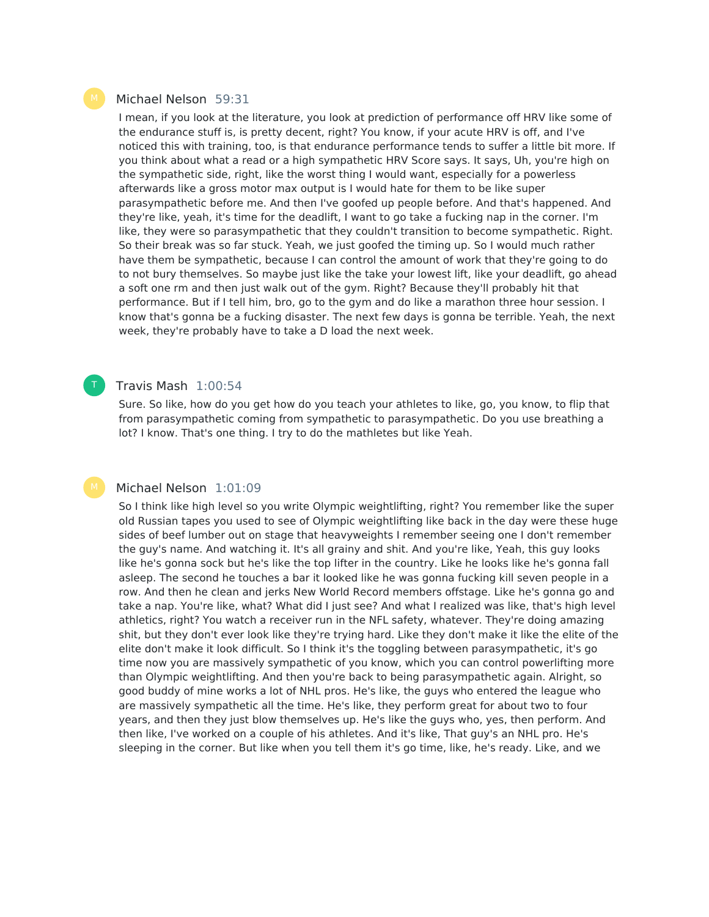Michael Nelson 59:31

I mean, if you look at the literature, you look at prediction of performance off HRV like some of the endurance stuff is, is pretty decent, right? You know, if your acute HRV is off, and I've noticed this with training, too, is that endurance performance tends to suffer a little bit more. If you think about what a read or a high sympathetic HRV Score says. It says, Uh, you're high on the sympathetic side, right, like the worst thing I would want, especially for a powerless afterwards like a gross motor max output is I would hate for them to be like super parasympathetic before me. And then I've goofed up people before. And that's happened. And they're like, yeah, it's time for the deadlift, I want to go take a fucking nap in the corner. I'm like, they were so parasympathetic that they couldn't transition to become sympathetic. Right. So their break was so far stuck. Yeah, we just goofed the timing up. So I would much rather have them be sympathetic, because I can control the amount of work that they're going to do to not bury themselves. So maybe just like the take your lowest lift, like your deadlift, go ahead a soft one rm and then just walk out of the gym. Right? Because they'll probably hit that performance. But if I tell him, bro, go to the gym and do like a marathon three hour session. I know that's gonna be a fucking disaster. The next few days is gonna be terrible. Yeah, the next week, they're probably have to take a D load the next week.

Travis Mash 1:00:54

Sure. So like, how do you get how do you teach your athletes to like, go, you know, to flip that from parasympathetic coming from sympathetic to parasympathetic. Do you use breathing a lot? I know. That's one thing. I try to do the mathletes but like Yeah.

Michael Nelson 1:01:09

So I think like high level so you write Olympic weightlifting, right? You remember like the super old Russian tapes you used to see of Olympic weightlifting like back in the day were these huge sides of beef lumber out on stage that heavyweights I remember seeing one I don't remember the guy's name. And watching it. It's all grainy and shit. And you're like, Yeah, this guy looks like he's gonna sock but he's like the top lifter in the country. Like he looks like he's gonna fall asleep. The second he touches a bar it looked like he was gonna fucking kill seven people in a row. And then he clean and jerks New World Record members offstage. Like he's gonna go and take a nap. You're like, what? What did I just see? And what I realized was like, that's high level athletics, right? You watch a receiver run in the NFL safety, whatever. They're doing amazing shit, but they don't ever look like they're trying hard. Like they don't make it like the elite of the elite don't make it look difficult. So I think it's the toggling between parasympathetic, it's go time now you are massively sympathetic of you know, which you can control powerlifting more than Olympic weightlifting. And then you're back to being parasympathetic again. Alright, so good buddy of mine works a lot of NHL pros. He's like, the guys who entered the league who are massively sympathetic all the time. He's like, they perform great for about two to four years, and then they just blow themselves up. He's like the guys who, yes, then perform. And then like, I've worked on a couple of his athletes. And it's like, That guy's an NHL pro. He's sleeping in the corner. But like when you tell them it's go time, like, he's ready. Like, and we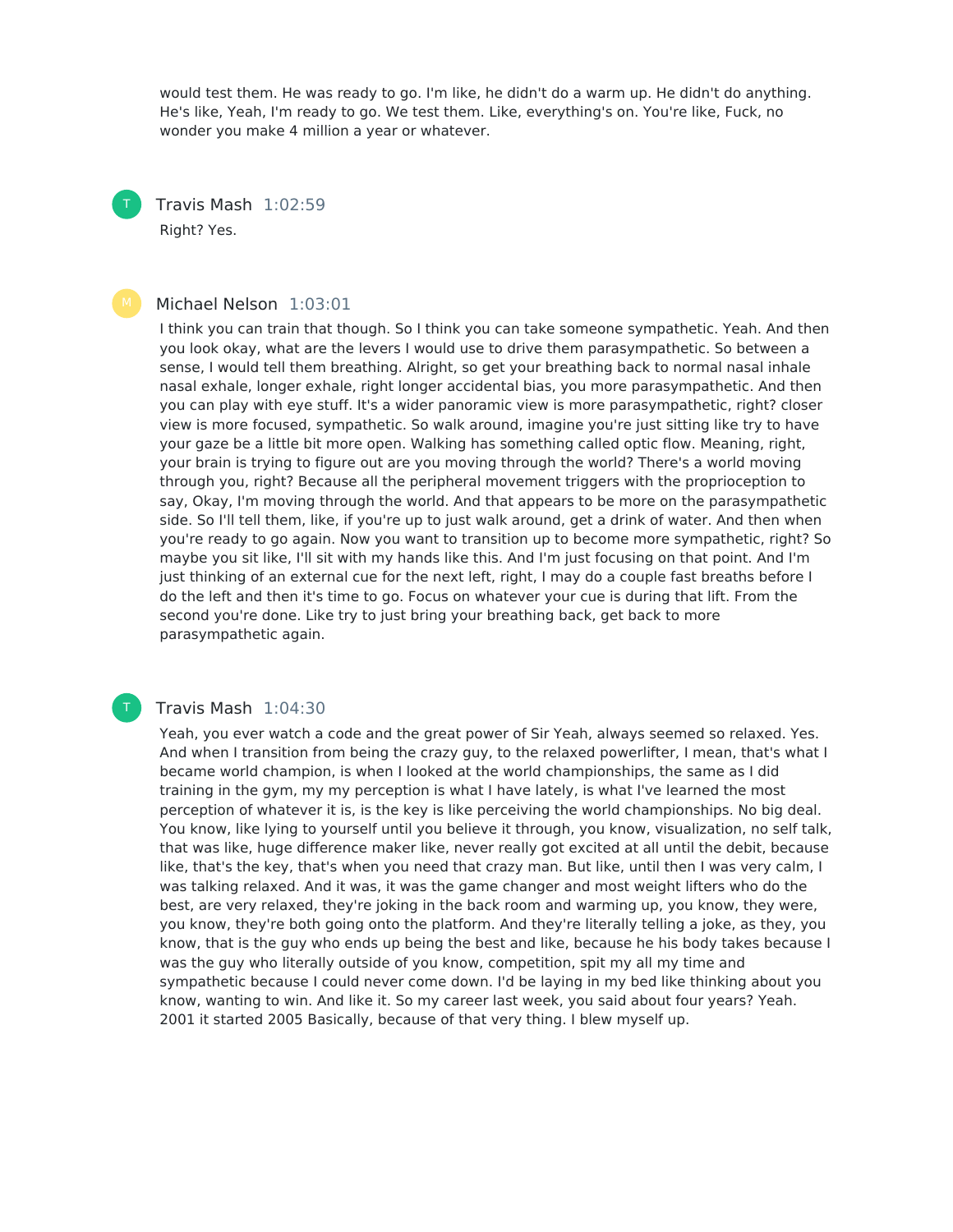would test them. He was ready to go. I'm like, he didn't do a warm up. He didn't do anything. He's like, Yeah, I'm ready to go. We test them. Like, everything's on. You're like, Fuck, no wonder you make 4 million a year or whatever.

**Travis Mash** 1:02:59

Right? Yes.

**Michael Nelson** 1:03:01

I think you can train that though. So I think you can take someone sympathetic. Yeah. And then you look okay, what are the levers I would use to drive them parasympathetic. So between a sense, I would tell them breathing. Alright, so get your breathing back to normal nasal inhale nasal exhale, longer exhale, right longer accidental bias, you more parasympathetic. And then you can play with eye stuff. It's a wider panoramic view is more parasympathetic, right? closer view is more focused, sympathetic. So walk around, imagine you're just sitting like try to have your gaze be a little bit more open. Walking has something called optic flow. Meaning, right, your brain is trying to figure out are you moving through the world? There's a world moving through you, right? Because all the peripheral movement triggers with the proprioception to say, Okay, I'm moving through the world. And that appears to be more on the parasympathetic side. So I'll tell them, like, if you're up to just walk around, get a drink of water. And then when you're ready to go again. Now you want to transition up to become more sympathetic, right? So maybe you sit like, I'll sit with my hands like this. And I'm just focusing on that point. And I'm just thinking of an external cue for the next left, right, I may do a couple fast breaths before I do the left and then it's time to go. Focus on whatever your cue is during that lift. From the second you're done. Like try to just bring your breathing back, get back to more parasympathetic again.

**Travis Mash** 1:04:30

Yeah, you ever watch a code and the great power of Sir Yeah, always seemed so relaxed. Yes. And when I transition from being the crazy guy, to the relaxed powerlifter, I mean, that's what I became world champion, is when I looked at the world championships, the same as I did training in the gym, my my perception is what I have lately, is what I've learned the most perception of whatever it is, is the key is like perceiving the world championships. No big deal. You know, like lying to yourself until you believe it through, you know, visualization, no self talk, that was like, huge difference maker like, never really got excited at all until the debit, because like, that's the key, that's when you need that crazy man. But like, until then I was very calm, I was talking relaxed. And it was, it was the game changer and most weight lifters who do the best, are very relaxed, they're joking in the back room and warming up, you know, they were, you know, they're both going onto the platform. And they're literally telling a joke, as they, you know, that is the guy who ends up being the best and like, because he his body takes because I was the guy who literally outside of you know, competition, spit my all my time and sympathetic because I could never come down. I'd be laying in my bed like thinking about you know, wanting to win. And like it. So my career last week, you said about four years? Yeah. 2001 it started 2005 Basically, because of that very thing. I blew myself up.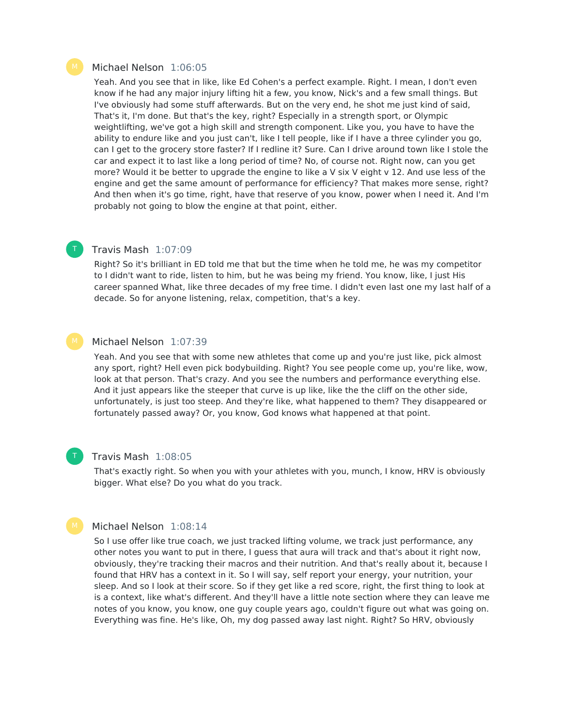Michael Nelson 1:06:05

Yeah. And you see that in like, like Ed Cohen's a perfect example. Right. I mean, I don't even know if he had any major injury lifting hit a few, you know, Nick's and a few small things. But I've obviously had some stuff afterwards. But on the very end, he shot me just kind of said, That's it, I'm done. But that's the key, right? Especially in a strength sport, or Olympic weightlifting, we've got a high skill and strength component. Like you, you have to have the ability to endure like and you just can't, like I tell people, like if I have a three cylinder you go, can I get to the grocery store faster? If I redline it? Sure. Can I drive around town like I stole the car and expect it to last like a long period of time? No, of course not. Right now, can you get more? Would it be better to upgrade the engine to like a V six V eight v 12. And use less of the engine and get the same amount of performance for efficiency? That makes more sense, right? And then when it's go time, right, have that reserve of you know, power when I need it. And I'm probably not going to blow the engine at that point, either.

Travis Mash 1:07:09

Right? So it's brilliant in ED told me that but the time when he told me, he was my competitor to I didn't want to ride, listen to him, but he was being my friend. You know, like, I just His career spanned What, like three decades of my free time. I didn't even last one my last half of a decade. So for anyone listening, relax, competition, that's a key.

Michael Nelson 1:07:39

Yeah. And you see that with some new athletes that come up and you're just like, pick almost any sport, right? Hell even pick bodybuilding. Right? You see people come up, you're like, wow, look at that person. That's crazy. And you see the numbers and performance everything else. And it just appears like the steeper that curve is up like, like the the cliff on the other side, unfortunately, is just too steep. And they're like, what happened to them? They disappeared or fortunately passed away? Or, you know, God knows what happened at that point.

Travis Mash 1:08:05

That's exactly right. So when you with your athletes with you, munch, I know, HRV is obviously bigger. What else? Do you what do you track.

Michael Nelson 1:08:14

So I use offer like true coach, we just tracked lifting volume, we track just performance, any other notes you want to put in there, I guess that aura will track and that's about it right now, obviously, they're tracking their macros and their nutrition. And that's really about it, because I found that HRV has a context in it. So I will say, self report your energy, your nutrition, your sleep. And so I look at their score. So if they get like a red score, right, the first thing to look at is a context, like what's different. And they'll have a little note section where they can leave me notes of you know, you know, one guy couple years ago, couldn't figure out what was going on. Everything was fine. He's like, Oh, my dog passed away last night. Right? So HRV, obviously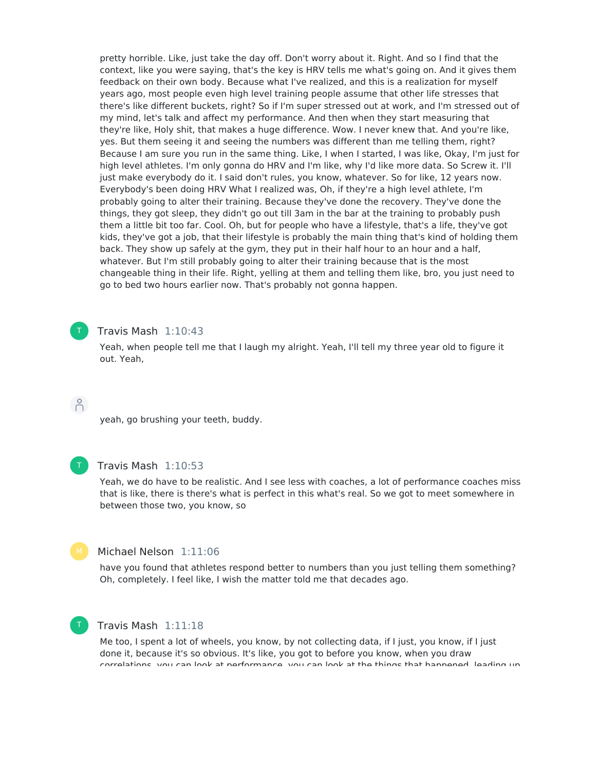pretty horrible. Like, just take the day off. Don't worry about it. Right. And so I find that the context, like you were saying, that's the key is HRV tells me what's going on. And it gives them feedback on their own body. Because what I've realized, and this is a realization for myself years ago, most people even high level training people assume that other life stresses that there's like different buckets, right? So if I'm super stressed out at work, and I'm stressed out of my mind, let's talk and affect my performance. And then when they start measuring that they're like, Holy shit, that makes a huge difference. Wow. I never knew that. And you're like, yes. But them seeing it and seeing the numbers was different than me telling them, right? Because I am sure you run in the same thing. Like, I when I started, I was like, Okay, I'm just for high level athletes. I'm only gonna do HRV and I'm like, why I'd like more data. So Screw it. I'll just make everybody do it. I said don't rules, you know, whatever. So for like, 12 years now. Everybody's been doing HRV What I realized was, Oh, if they're a high level athlete, I'm probably going to alter their training. Because they've done the recovery. They've done the things, they got sleep, they didn't go out till 3am in the bar at the training to probably push them a little bit too far. Cool. Oh, but for people who have a lifestyle, that's a life, they've got kids, they've got a job, that their lifestyle is probably the main thing that's kind of holding them back. They show up safely at the gym, they put in their half hour to an hour and a half, whatever. But I'm still probably going to alter their training because that is the most changeable thing in their life. Right, yelling at them and telling them like, bro, you just need to go to bed two hours earlier now. That's probably not gonna happen.

**Travis Mash** 1:10:43

Yeah, when people tell me that I laugh my alright. Yeah, I'll tell my three year old to figure it out. Yeah,

yeah, go brushing your teeth, buddy.

**Travis Mash** 1:10:53

Yeah, we do have to be realistic. And I see less with coaches, a lot of performance coaches miss that is like, there is there's what is perfect in this what's real. So we got to meet somewhere in between those two, you know, so

**Michael Nelson** 1:11:06

have you found that athletes respond better to numbers than you just telling them something? Oh, completely. I feel like, I wish the matter told me that decades ago.

**Travis Mash** 1:11:18

Me too, I spent a lot of wheels, you know, by not collecting data, if I just, you know, if I just done it, because it's so obvious. It's like, you got to before you know, when you draw correlations, you can look at performance, you can look at the things that happened, leading up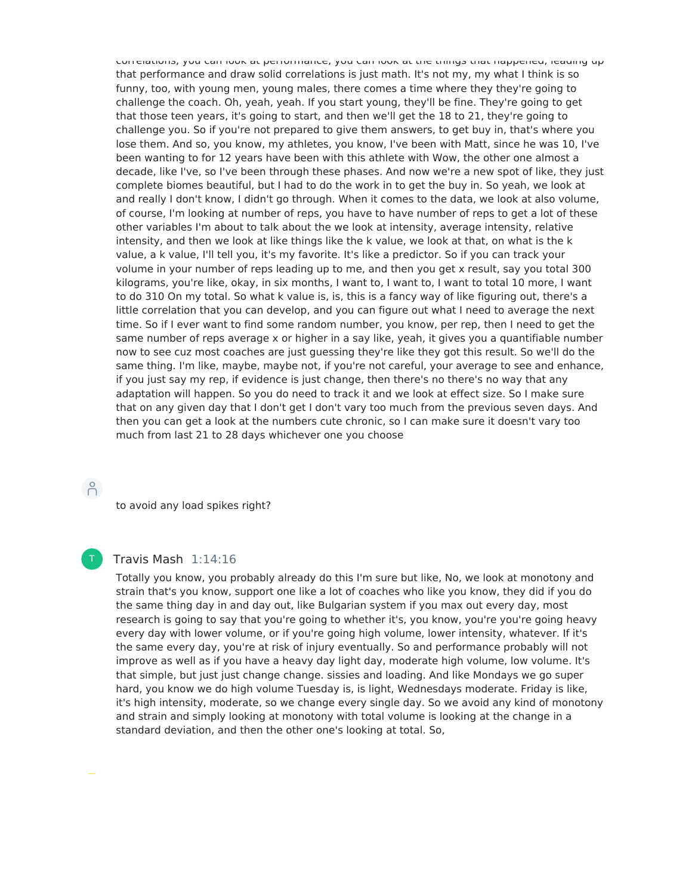correlations, you can look at performance, you can look at the things that happened, leading up that performance and draw solid correlations is just math. It's not my, my what I think is so funny, too, with young men, young males, there comes a time where they they're going to challenge the coach. Oh, yeah, yeah. If you start young, they'll be fine. They're going to get that those teen years, it's going to start, and then we'll get the 18 to 21, they're going to challenge you. So if you're not prepared to give them answers, to get buy in, that's where you lose them. And so, you know, my athletes, you know, I've been with Matt, since he was 10, I've been wanting to for 12 years have been with this athlete with Wow, the other one almost a decade, like I've, so I've been through these phases. And now we're a new spot of like, they just complete biomes beautiful, but I had to do the work in to get the buy in. So yeah, we look at and really I don't know, I didn't go through. When it comes to the data, we look at also volume, of course, I'm looking at number of reps, you have to have number of reps to get a lot of these other variables I'm about to talk about the we look at intensity, average intensity, relative intensity, and then we look at like things like the k value, we look at that, on what is the k value, a k value, I'll tell you, it's my favorite. It's like a predictor. So if you can track your volume in your number of reps leading up to me, and then you get x result, say you total 300 kilograms, you're like, okay, in six months, I want to, I want to, I want to total 10 more, I want to do 310 On my total. So what k value is, is, this is a fancy way of like figuring out, there's a little correlation that you can develop, and you can figure out what I need to average the next time. So if I ever want to find some random number, you know, per rep, then I need to get the same number of reps average x or higher in a say like, yeah, it gives you a quantifiable number now to see cuz most coaches are just guessing they're like they got this result. So we'll do the same thing. I'm like, maybe, maybe not, if you're not careful, your average to see and enhance, if you just say my rep, if evidence is just change, then there's no there's no way that any adaptation will happen. So you do need to track it and we look at effect size. So I make sure that on any given day that I don't get I don't vary too much from the previous seven days. And then you can get a look at the numbers cute chronic, so I can make sure it doesn't vary too much from last 21 to 28 days whichever one you choose

to avoid any load spikes right?

**Travis Mash** 1:14:16

Totally you know, you probably already do this I'm sure but like, No, we look at monotony and strain that's you know, support one like a lot of coaches who like you know, they did if you do the same thing day in and day out, like Bulgarian system if you max out every day, most research is going to say that you're going to whether it's, you know, you're you're going heavy every day with lower volume, or if you're going high volume, lower intensity, whatever. If it's the same every day, you're at risk of injury eventually. So and performance probably will not improve as well as if you have a heavy day light day, moderate high volume, low volume. It's that simple, but just just change change. sissies and loading. And like Mondays we go super hard, you know we do high volume Tuesday is, is light, Wednesdays moderate. Friday is like, it's high intensity, moderate, so we change every single day. So we avoid any kind of monotony and strain and simply looking at monotony with total volume is looking at the change in a standard deviation, and then the other one's looking at total. So,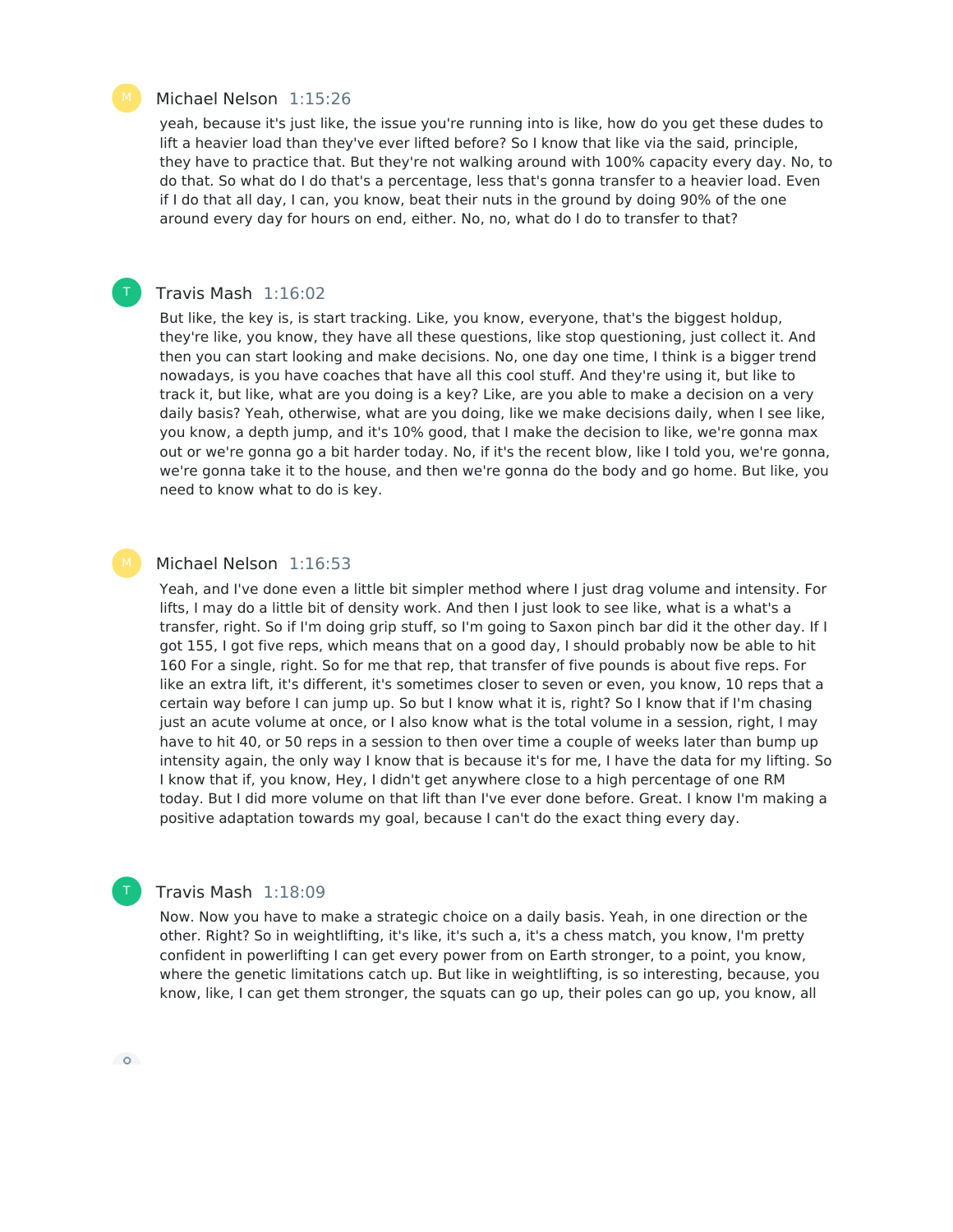**Michael Nelson** 1:15:26

yeah, because it's just like, the issue you're running into is like, how do you get these dudes to lift a heavier load than they've ever lifted before? So I know that like via the said, principle, they have to practice that. But they're not walking around with 100% capacity every day. No, to do that. So what do I do that's a percentage, less that's gonna transfer to a heavier load. Even if I do that all day, I can, you know, beat their nuts in the ground by doing 90% of the one around every day for hours on end, either. No, no, what do I do to transfer to that?

**Travis Mash** 1:16:02

But like, the key is, is start tracking. Like, you know, everyone, that's the biggest holdup, they're like, you know, they have all these questions, like stop questioning, just collect it. And then you can start looking and make decisions. No, one day one time, I think is a bigger trend nowadays, is you have coaches that have all this cool stuff. And they're using it, but like to track it, but like, what are you doing is a key? Like, are you able to make a decision on a very daily basis? Yeah, otherwise, what are you doing, like we make decisions daily, when I see like, you know, a depth jump, and it's 10% good, that I make the decision to like, we're gonna max out or we're gonna go a bit harder today. No, if it's the recent blow, like I told you, we're gonna, we're gonna take it to the house, and then we're gonna do the body and go home. But like, you need to know what to do is key.

**Michael Nelson** 1:16:53

Yeah, and I've done even a little bit simpler method where I just drag volume and intensity. For lifts, I may do a little bit of density work. And then I just look to see like, what is a what's a transfer, right. So if I'm doing grip stuff, so I'm going to Saxon pinch bar did it the other day. If I got 155, I got five reps, which means that on a good day, I should probably now be able to hit 160 For a single, right. So for me that rep, that transfer of five pounds is about five reps. For like an extra lift, it's different, it's sometimes closer to seven or even, you know, 10 reps that a certain way before I can jump up. So but I know what it is, right? So I know that if I'm chasing just an acute volume at once, or I also know what is the total volume in a session, right, I may have to hit 40, or 50 reps in a session to then over time a couple of weeks later than bump up intensity again, the only way I know that is because it's for me, I have the data for my lifting. So I know that if, you know, Hey, I didn't get anywhere close to a high percentage of one RM today. But I did more volume on that lift than I've ever done before. Great. I know I'm making a positive adaptation towards my goal, because I can't do the exact thing every day.

**Travis Mash** 1:18:09

Now. Now you have to make a strategic choice on a daily basis. Yeah, in one direction or the other. Right? So in weightlifting, it's like, it's such a, it's a chess match, you know, I'm pretty confident in powerlifting I can get every power from on Earth stronger, to a point, you know, where the genetic limitations catch up. But like in weightlifting, is so interesting, because, you know, like, I can get them stronger, the squats can go up, their poles can go up, you know, all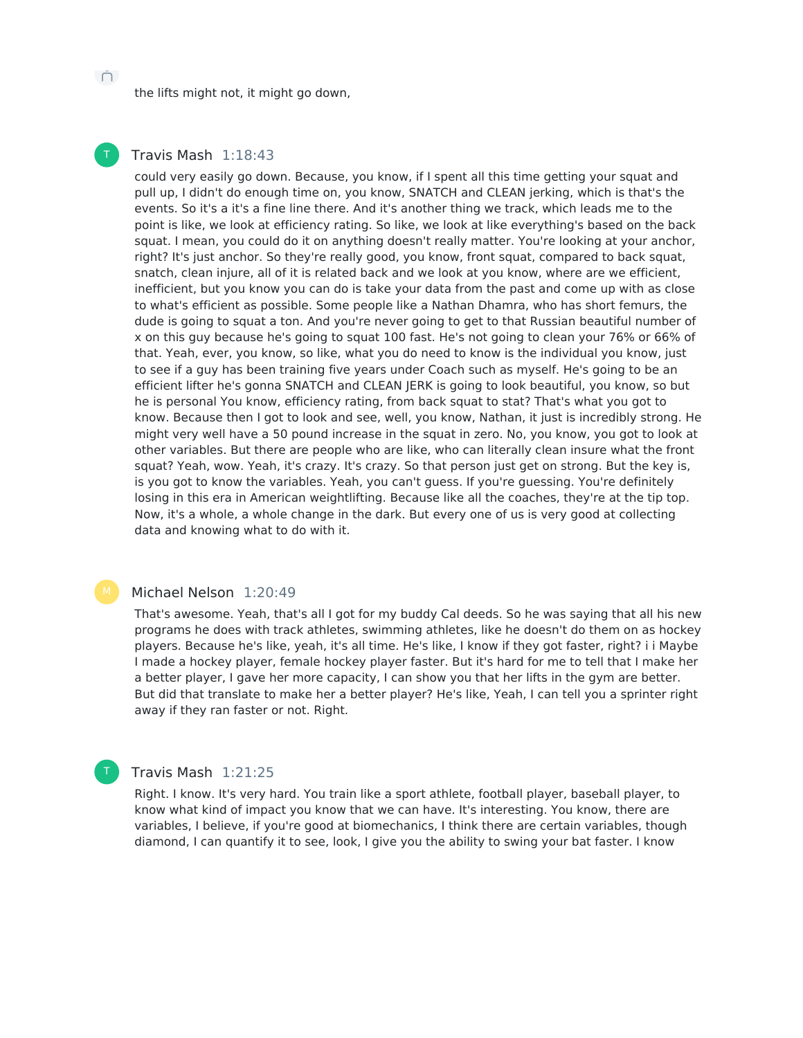the lifts might not, it might go down,

**Travis Mash** 1:18:43

could very easily go down. Because, you know, if I spent all this time getting your squat and pull up, I didn't do enough time on, you know, SNATCH and CLEAN jerking, which is that's the events. So it's a it's a fine line there. And it's another thing we track, which leads me to the point is like, we look at efficiency rating. So like, we look at like everything's based on the back squat. I mean, you could do it on anything doesn't really matter. You're looking at your anchor, right? It's just anchor. So they're really good, you know, front squat, compared to back squat, snatch, clean injure, all of it is related back and we look at you know, where are we efficient, inefficient, but you know you can do is take your data from the past and come up with as close to what's efficient as possible. Some people like a Nathan Dhamra, who has short femurs, the dude is going to squat a ton. And you're never going to get to that Russian beautiful number of x on this guy because he's going to squat 100 fast. He's not going to clean your 76% or 66% of that. Yeah, ever, you know, so like, what you do need to know is the individual you know, just to see if a guy has been training five years under Coach such as myself. He's going to be an efficient lifter he's gonna SNATCH and CLEAN JERK is going to look beautiful, you know, so but he is personal You know, efficiency rating, from back squat to stat? That's what you got to know. Because then I got to look and see, well, you know, Nathan, it just is incredibly strong. He might very well have a 50 pound increase in the squat in zero. No, you know, you got to look at other variables. But there are people who are like, who can literally clean insure what the front squat? Yeah, wow. Yeah, it's crazy. It's crazy. So that person just get on strong. But the key is, is you got to know the variables. Yeah, you can't guess. If you're guessing. You're definitely losing in this era in American weightlifting. Because like all the coaches, they're at the tip top. Now, it's a whole, a whole change in the dark. But every one of us is very good at collecting data and knowing what to do with it.

**Michael Nelson** 1:20:49

That's awesome. Yeah, that's all I got for my buddy Cal deeds. So he was saying that all his new programs he does with track athletes, swimming athletes, like he doesn't do them on as hockey players. Because he's like, yeah, it's all time. He's like, I know if they got faster, right? i i Maybe I made a hockey player, female hockey player faster. But it's hard for me to tell that I make her a better player, I gave her more capacity, I can show you that her lifts in the gym are better. But did that translate to make her a better player? He's like, Yeah, I can tell you a sprinter right away if they ran faster or not. Right.

**Travis Mash** 1:21:25

Right. I know. It's very hard. You train like a sport athlete, football player, baseball player, to know what kind of impact you know that we can have. It's interesting. You know, there are variables, I believe, if you're good at biomechanics, I think there are certain variables, though diamond, I can quantify it to see, look, I give you the ability to swing your bat faster. I know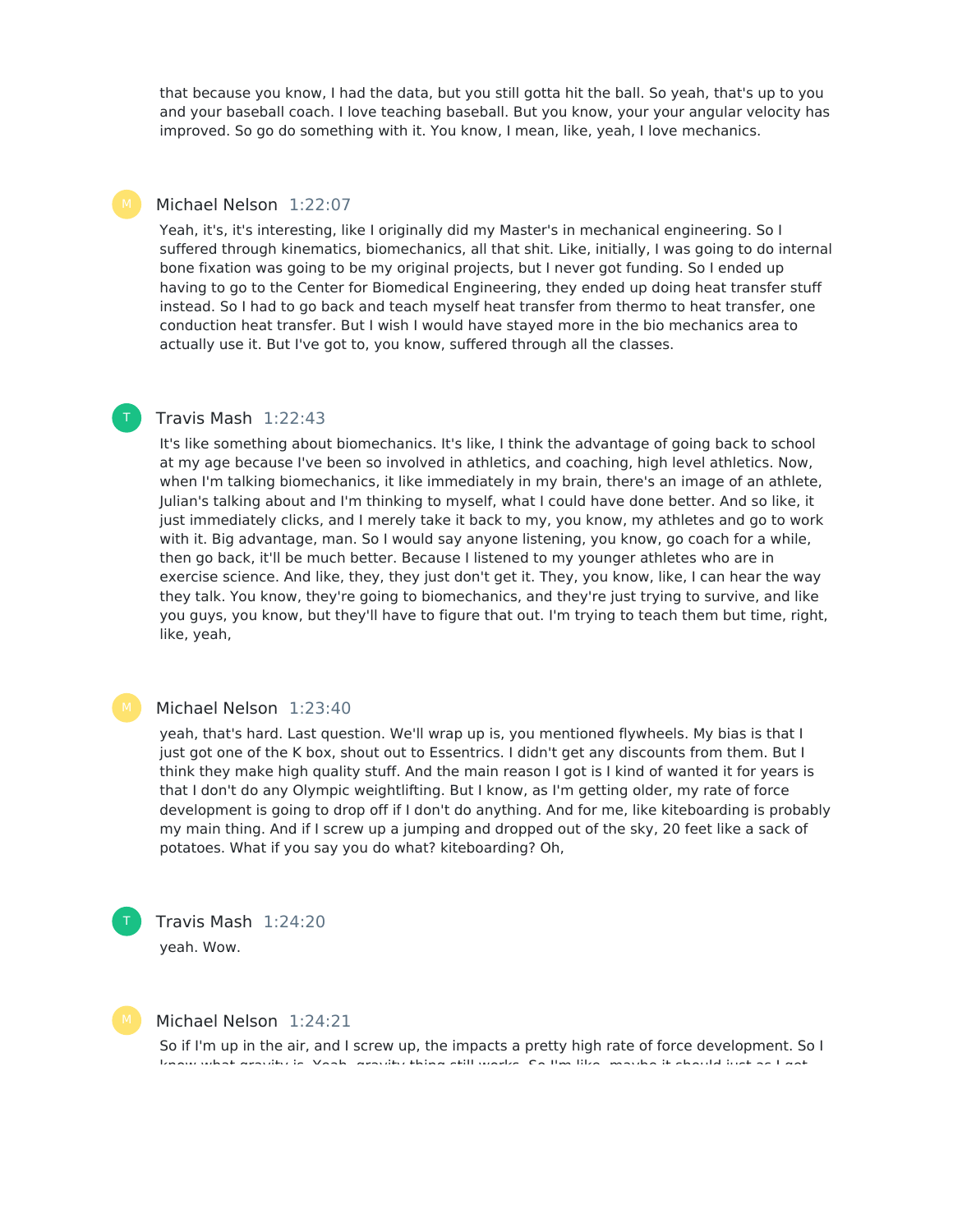that because you know, I had the data, but you still gotta hit the ball. So yeah, that's up to you and your baseball coach. I love teaching baseball. But you know, your your angular velocity has improved. So go do something with it. You know, I mean, like, yeah, I love mechanics.

**Michael Nelson** 1:22:07

Yeah, it's, it's interesting, like I originally did my Master's in mechanical engineering. So I suffered through kinematics, biomechanics, all that shit. Like, initially, I was going to do internal bone fixation was going to be my original projects, but I never got funding. So I ended up having to go to the Center for Biomedical Engineering, they ended up doing heat transfer stuff instead. So I had to go back and teach myself heat transfer from thermo to heat transfer, one conduction heat transfer. But I wish I would have stayed more in the bio mechanics area to actually use it. But I've got to, you know, suffered through all the classes.

**Travis Mash** 1:22:43

It's like something about biomechanics. It's like, I think the advantage of going back to school at my age because I've been so involved in athletics, and coaching, high level athletics. Now, when I'm talking biomechanics, it like immediately in my brain, there's an image of an athlete, Julian's talking about and I'm thinking to myself, what I could have done better. And so like, it just immediately clicks, and I merely take it back to my, you know, my athletes and go to work with it. Big advantage, man. So I would say anyone listening, you know, go coach for a while, then go back, it'll be much better. Because I listened to my younger athletes who are in exercise science. And like, they, they just don't get it. They, you know, like, I can hear the way they talk. You know, they're going to biomechanics, and they're just trying to survive, and like you guys, you know, but they'll have to figure that out. I'm trying to teach them but time, right, like, yeah,

**Michael Nelson** 1:23:40

yeah, that's hard. Last question. We'll wrap up is, you mentioned flywheels. My bias is that I just got one of the K box, shout out to Essentrics. I didn't get any discounts from them. But I think they make high quality stuff. And the main reason I got is I kind of wanted it for years is that I don't do any Olympic weightlifting. But I know, as I'm getting older, my rate of force development is going to drop off if I don't do anything. And for me, like kiteboarding is probably my main thing. And if I screw up a jumping and dropped out of the sky, 20 feet like a sack of potatoes. What if you say you do what? kiteboarding? Oh,

**Travis Mash** 1:24:20

yeah. Wow.

**Michael Nelson** 1:24:21

So if I'm up in the air, and I screw up, the impacts a pretty high rate of force development. So I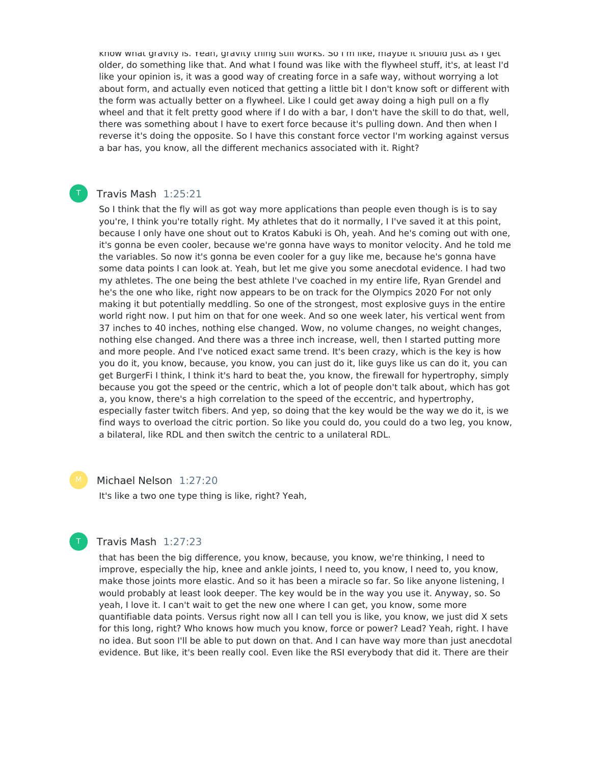know what gravity is. Yeah, gravity thing still works. So I'm like, maybe it should just as I get older, do something like that. And what I found was like with the flywheel stuff, it's, at least I'd like your opinion is, it was a good way of creating force in a safe way, without worrying a lot about form, and actually even noticed that getting a little bit I don't know soft or different with the form was actually better on a flywheel. Like I could get away doing a high pull on a fly wheel and that it felt pretty good where if I do with a bar, I don't have the skill to do that, well, there was something about I have to exert force because it's pulling down. And then when I reverse it's doing the opposite. So I have this constant force vector I'm working against versus a bar has, you know, all the different mechanics associated with it. Right?

**Travis Mash** 1:25:21

So I think that the fly will as got way more applications than people even though is is to say you're, I think you're totally right. My athletes that do it normally, I I've saved it at this point, because I only have one shout out to Kratos Kabuki is Oh, yeah. And he's coming out with one, it's gonna be even cooler, because we're gonna have ways to monitor velocity. And he told me the variables. So now it's gonna be even cooler for a guy like me, because he's gonna have some data points I can look at. Yeah, but let me give you some anecdotal evidence. I had two my athletes. The one being the best athlete I've coached in my entire life, Ryan Grendel and he's the one who like, right now appears to be on track for the Olympics 2020 For not only making it but potentially meddling. So one of the strongest, most explosive guys in the entire world right now. I put him on that for one week. And so one week later, his vertical went from 37 inches to 40 inches, nothing else changed. Wow, no volume changes, no weight changes, nothing else changed. And there was a three inch increase, well, then I started putting more and more people. And I've noticed exact same trend. It's been crazy, which is the key is how you do it, you know, because, you know, you can just do it, like guys like us can do it, you can get BurgerFi I think, I think it's hard to beat the, you know, the firewall for hypertrophy, simply because you got the speed or the centric, which a lot of people don't talk about, which has got a, you know, there's a high correlation to the speed of the eccentric, and hypertrophy, especially faster twitch fibers. And yep, so doing that the key would be the way we do it, is we find ways to overload the citric portion. So like you could do, you could do a two leg, you know, a bilateral, like RDL and then switch the centric to a unilateral RDL.

**Michael Nelson** 1:27:20

It's like a two one type thing is like, right? Yeah,

**Travis Mash** 1:27:23

that has been the big difference, you know, because, you know, we're thinking, I need to improve, especially the hip, knee and ankle joints, I need to, you know, I need to, you know, make those joints more elastic. And so it has been a miracle so far. So like anyone listening, I would probably at least look deeper. The key would be in the way you use it. Anyway, so. So yeah, I love it. I can't wait to get the new one where I can get, you know, some more quantifiable data points. Versus right now all I can tell you is like, you know, we just did X sets for this long, right? Who knows how much you know, force or power? Lead? Yeah, right. I have no idea. But soon I'll be able to put down on that. And I can have way more than just anecdotal evidence. But like, it's been really cool. Even like the RSI everybody that did it. There are their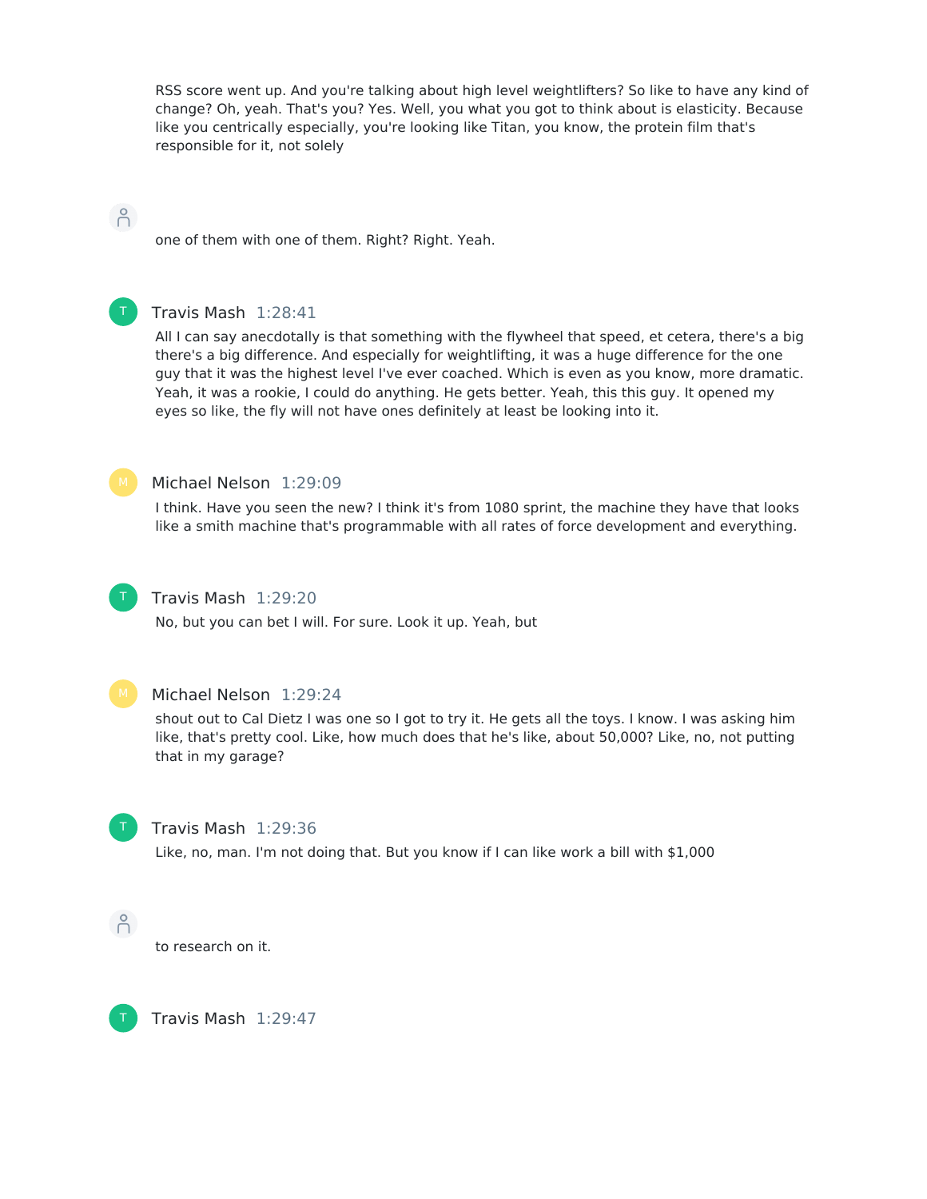RSS score went up. And you're talking about high level weightlifters? So like to have any kind of change? Oh, yeah. That's you? Yes. Well, you what you got to think about is elasticity. Because like you centrically especially, you're looking like Titan, you know, the protein film that's responsible for it, not solely

one of them with one of them. Right? Right. Yeah.

**Travis Mash** 1:28:41

All I can say anecdotally is that something with the flywheel that speed, et cetera, there's a big there's a big difference. And especially for weightlifting, it was a huge difference for the one guy that it was the highest level I've ever coached. Which is even as you know, more dramatic. Yeah, it was a rookie, I could do anything. He gets better. Yeah, this this guy. It opened my eyes so like, the fly will not have ones definitely at least be looking into it.

**Michael Nelson** 1:29:09

I think. Have you seen the new? I think it's from 1080 sprint, the machine they have that looks like a smith machine that's programmable with all rates of force development and everything.

**Travis Mash** 1:29:20

No, but you can bet I will. For sure. Look it up. Yeah, but

**Michael Nelson** 1:29:24

shout out to Cal Dietz I was one so I got to try it. He gets all the toys. I know. I was asking him like, that's pretty cool. Like, how much does that he's like, about 50,000? Like, no, not putting that in my garage?

**Travis Mash** 1:29:36

Like, no, man. I'm not doing that. But you know if I can like work a bill with $1,000

to research on it.

**Travis Mash** 1:29:47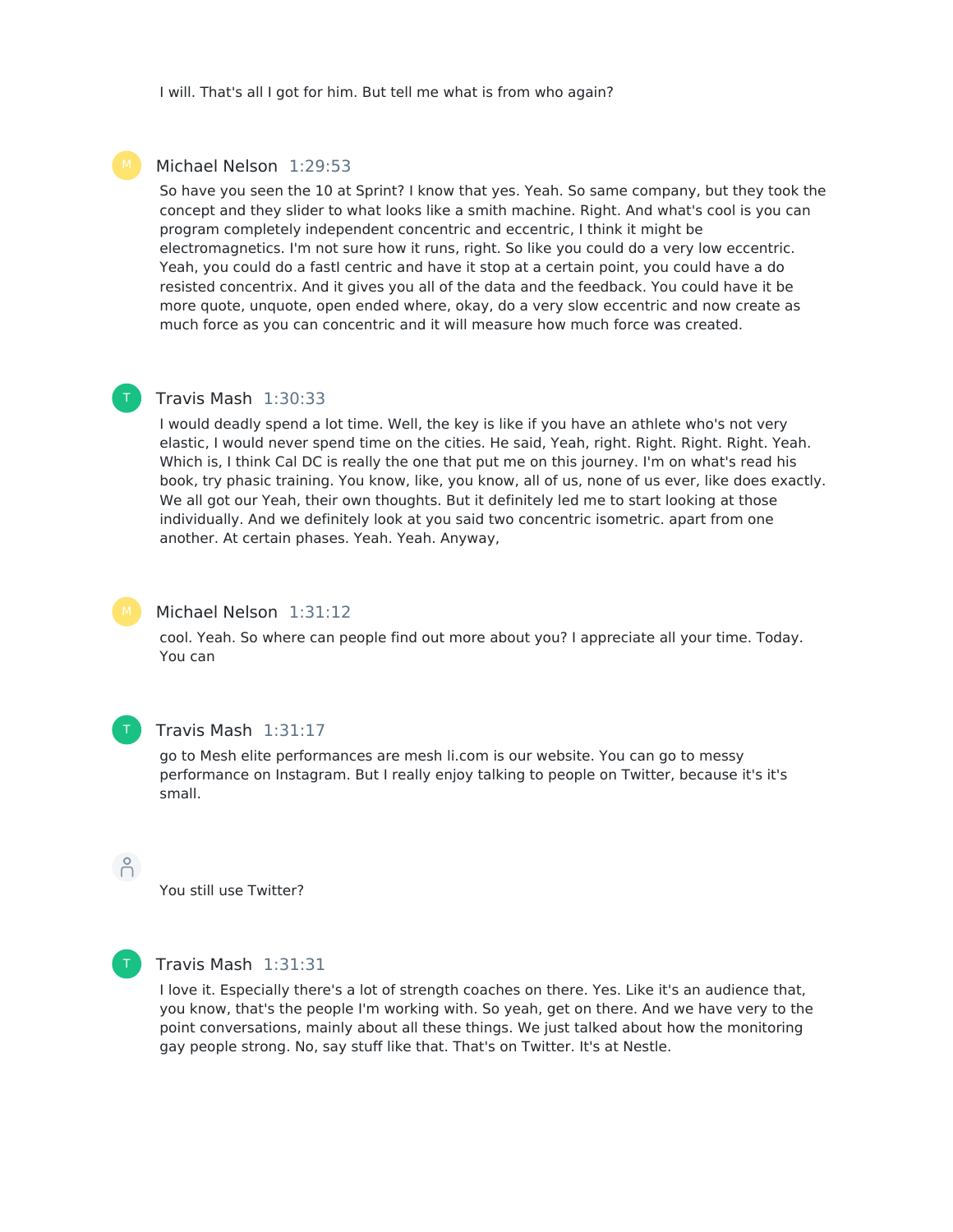I will. That's all I got for him. But tell me what is from who again?

**Michael Nelson** 1:29:53

So have you seen the 10 at Sprint? I know that yes. Yeah. So same company, but they took the concept and they slider to what looks like a smith machine. Right. And what's cool is you can program completely independent concentric and eccentric, I think it might be electromagnetics. I'm not sure how it runs, right. So like you could do a very low eccentric. Yeah, you could do a fastl centric and have it stop at a certain point, you could have a do resisted concentrix. And it gives you all of the data and the feedback. You could have it be more quote, unquote, open ended where, okay, do a very slow eccentric and now create as much force as you can concentric and it will measure how much force was created.

**Travis Mash** 1:30:33

I would deadly spend a lot time. Well, the key is like if you have an athlete who's not very elastic, I would never spend time on the cities. He said, Yeah, right. Right. Right. Yeah. Which is, I think Cal DC is really the one that put me on this journey. I'm on what's read his book, try phasic training. You know, like, you know, all of us, none of us ever, like does exactly. We all got our Yeah, their own thoughts. But it definitely led me to start looking at those individually. And we definitely look at you said two concentric isometric. apart from one another. At certain phases. Yeah. Yeah. Anyway,

**Michael Nelson** 1:31:12

cool. Yeah. So where can people find out more about you? I appreciate all your time. Today. You can

**Travis Mash** 1:31:17

go to Mesh elite performances are mesh li.com is our website. You can go to messy performance on Instagram. But I really enjoy talking to people on Twitter, because it's it's small.

You still use Twitter?

**Travis Mash** 1:31:31

I love it. Especially there's a lot of strength coaches on there. Yes. Like it's an audience that, you know, that's the people I'm working with. So yeah, get on there. And we have very to the point conversations, mainly about all these things. We just talked about how the monitoring gay people strong. No, say stuff like that. That's on Twitter. It's at Nestle.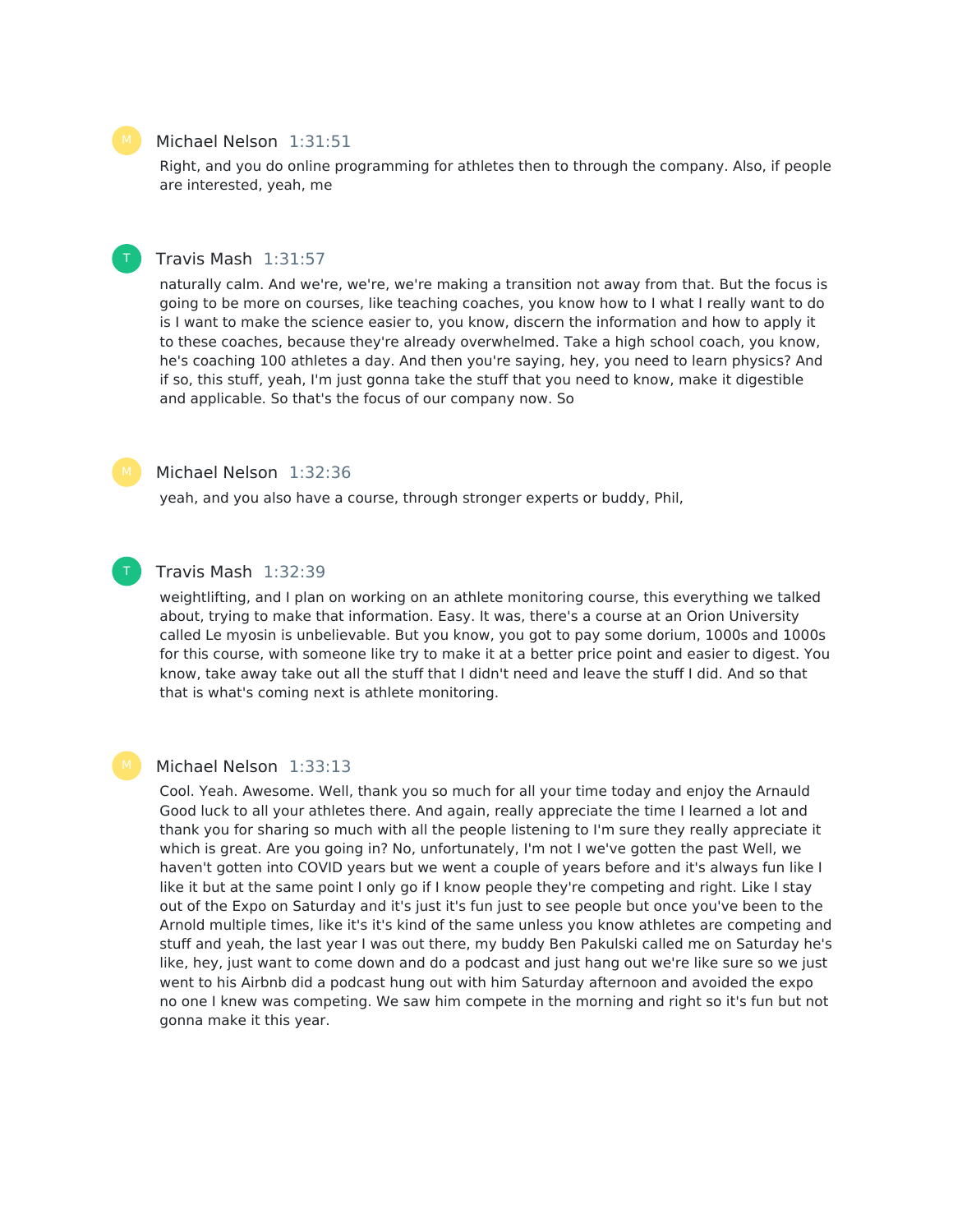**Michael Nelson** 1:31:51

Right, and you do online programming for athletes then to through the company. Also, if people are interested, yeah, me

**Travis Mash** 1:31:57

naturally calm. And we're, we're, we're making a transition not away from that. But the focus is going to be more on courses, like teaching coaches, you know how to I what I really want to do is I want to make the science easier to, you know, discern the information and how to apply it to these coaches, because they're already overwhelmed. Take a high school coach, you know, he's coaching 100 athletes a day. And then you're saying, hey, you need to learn physics? And if so, this stuff, yeah, I'm just gonna take the stuff that you need to know, make it digestible and applicable. So that's the focus of our company now. So

**Michael Nelson** 1:32:36

yeah, and you also have a course, through stronger experts or buddy, Phil,

**Travis Mash** 1:32:39

weightlifting, and I plan on working on an athlete monitoring course, this everything we talked about, trying to make that information. Easy. It was, there's a course at an Orion University called Le myosin is unbelievable. But you know, you got to pay some dorium, 1000s and 1000s for this course, with someone like try to make it at a better price point and easier to digest. You know, take away take out all the stuff that I didn't need and leave the stuff I did. And so that that is what's coming next is athlete monitoring.

**Michael Nelson** 1:33:13

Cool. Yeah. Awesome. Well, thank you so much for all your time today and enjoy the Arnauld Good luck to all your athletes there. And again, really appreciate the time I learned a lot and thank you for sharing so much with all the people listening to I'm sure they really appreciate it which is great. Are you going in? No, unfortunately, I'm not I we've gotten the past Well, we haven't gotten into COVID years but we went a couple of years before and it's always fun like I like it but at the same point I only go if I know people they're competing and right. Like I stay out of the Expo on Saturday and it's just it's fun just to see people but once you've been to the Arnold multiple times, like it's it's kind of the same unless you know athletes are competing and stuff and yeah, the last year I was out there, my buddy Ben Pakulski called me on Saturday he's like, hey, just want to come down and do a podcast and just hang out we're like sure so we just went to his Airbnb did a podcast hung out with him Saturday afternoon and avoided the expo no one I knew was competing. We saw him compete in the morning and right so it's fun but not gonna make it this year.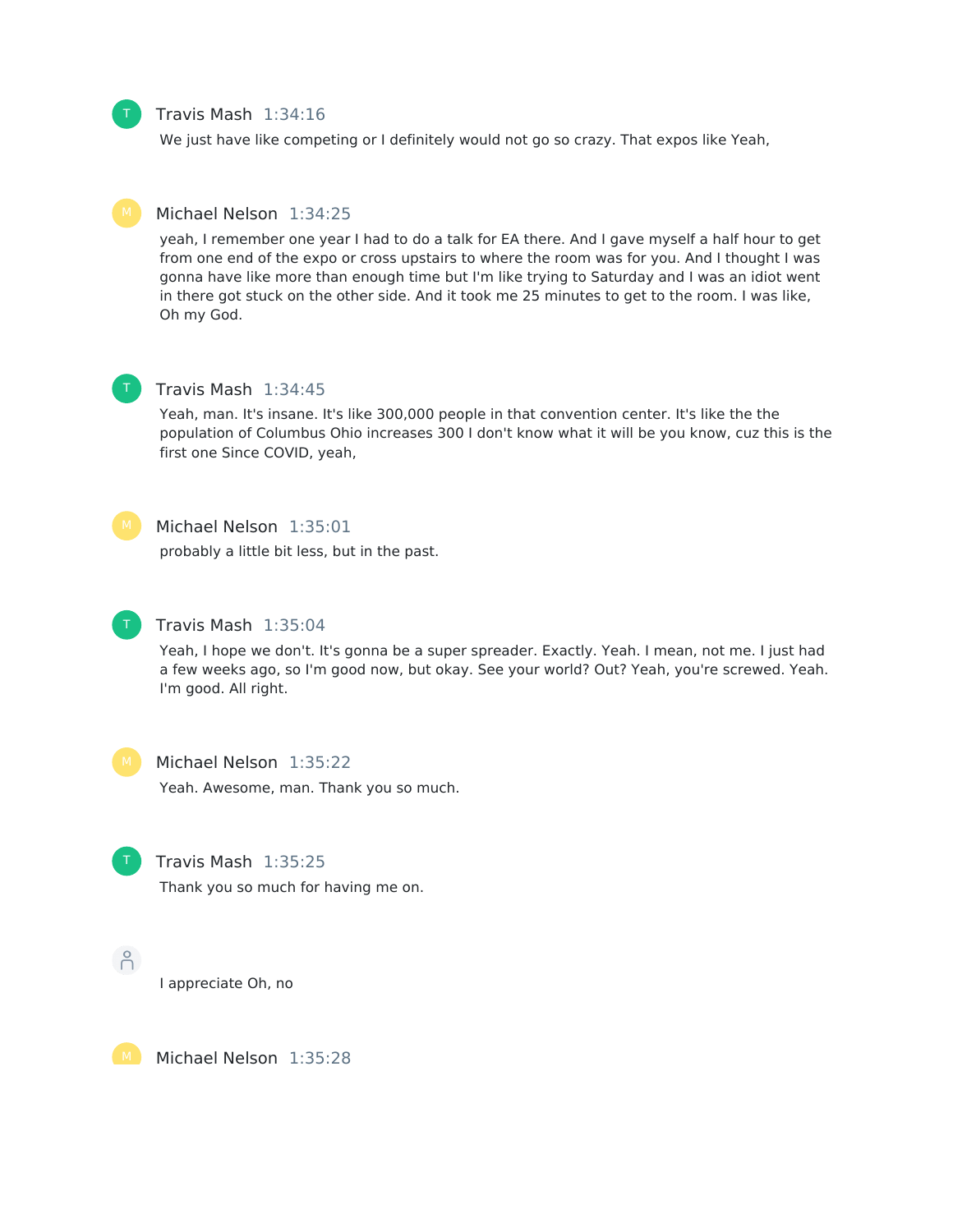**Travis Mash** 1:34:16

We just have like competing or I definitely would not go so crazy. That expos like Yeah,

**Michael Nelson** 1:34:25

yeah, I remember one year I had to do a talk for EA there. And I gave myself a half hour to get from one end of the expo or cross upstairs to where the room was for you. And I thought I was gonna have like more than enough time but I'm like trying to Saturday and I was an idiot went in there got stuck on the other side. And it took me 25 minutes to get to the room. I was like, Oh my God.

**Travis Mash** 1:34:45

Yeah, man. It's insane. It's like 300,000 people in that convention center. It's like the the population of Columbus Ohio increases 300 I don't know what it will be you know, cuz this is the first one Since COVID, yeah,

**Michael Nelson** 1:35:01

probably a little bit less, but in the past.

**Travis Mash** 1:35:04

Yeah, I hope we don't. It's gonna be a super spreader. Exactly. Yeah. I mean, not me. I just had a few weeks ago, so I'm good now, but okay. See your world? Out? Yeah, you're screwed. Yeah. I'm good. All right.

**Michael Nelson** 1:35:22

Yeah. Awesome, man. Thank you so much.

**Travis Mash** 1:35:25

Thank you so much for having me on.

I appreciate Oh, no

**Michael Nelson** 1:35:28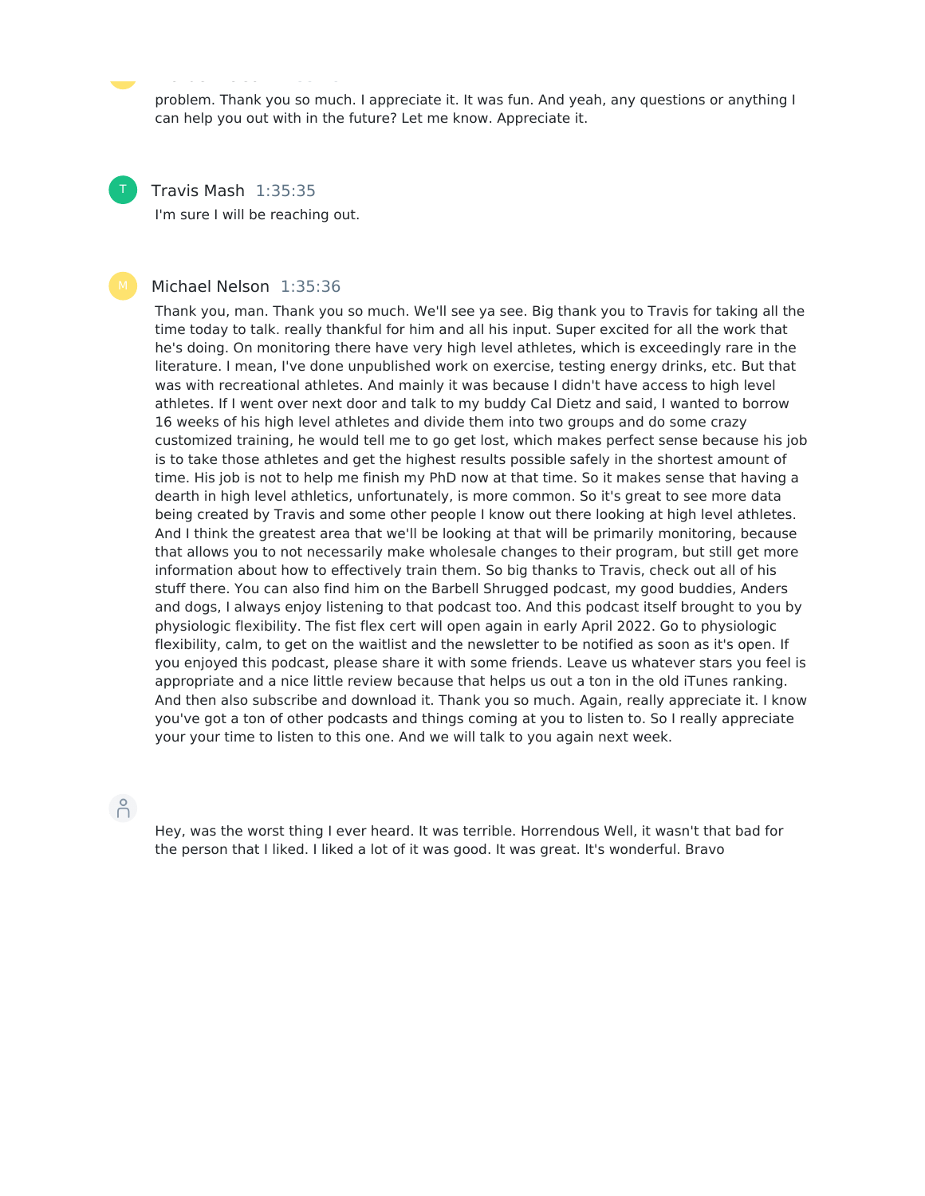problem. Thank you so much. I appreciate it. It was fun. And yeah, any questions or anything I can help you out with in the future? Let me know. Appreciate it.

Travis Mash 1:35:35

I'm sure I will be reaching out.

Michael Nelson 1:35:36

Thank you, man. Thank you so much. We'll see ya see. Big thank you to Travis for taking all the time today to talk. really thankful for him and all his input. Super excited for all the work that he's doing. On monitoring there have very high level athletes, which is exceedingly rare in the literature. I mean, I've done unpublished work on exercise, testing energy drinks, etc. But that was with recreational athletes. And mainly it was because I didn't have access to high level athletes. If I went over next door and talk to my buddy Cal Dietz and said, I wanted to borrow 16 weeks of his high level athletes and divide them into two groups and do some crazy customized training, he would tell me to go get lost, which makes perfect sense because his job is to take those athletes and get the highest results possible safely in the shortest amount of time. His job is not to help me finish my PhD now at that time. So it makes sense that having a dearth in high level athletics, unfortunately, is more common. So it's great to see more data being created by Travis and some other people I know out there looking at high level athletes. And I think the greatest area that we'll be looking at that will be primarily monitoring, because that allows you to not necessarily make wholesale changes to their program, but still get more information about how to effectively train them. So big thanks to Travis, check out all of his stuff there. You can also find him on the Barbell Shrugged podcast, my good buddies, Anders and dogs, I always enjoy listening to that podcast too. And this podcast itself brought to you by physiologic flexibility. The fist flex cert will open again in early April 2022. Go to physiologic flexibility, calm, to get on the waitlist and the newsletter to be notified as soon as it's open. If you enjoyed this podcast, please share it with some friends. Leave us whatever stars you feel is appropriate and a nice little review because that helps us out a ton in the old iTunes ranking. And then also subscribe and download it. Thank you so much. Again, really appreciate it. I know you've got a ton of other podcasts and things coming at you to listen to. So I really appreciate your your time to listen to this one. And we will talk to you again next week.

Hey, was the worst thing I ever heard. It was terrible. Horrendous Well, it wasn't that bad for the person that I liked. I liked a lot of it was good. It was great. It's wonderful. Bravo